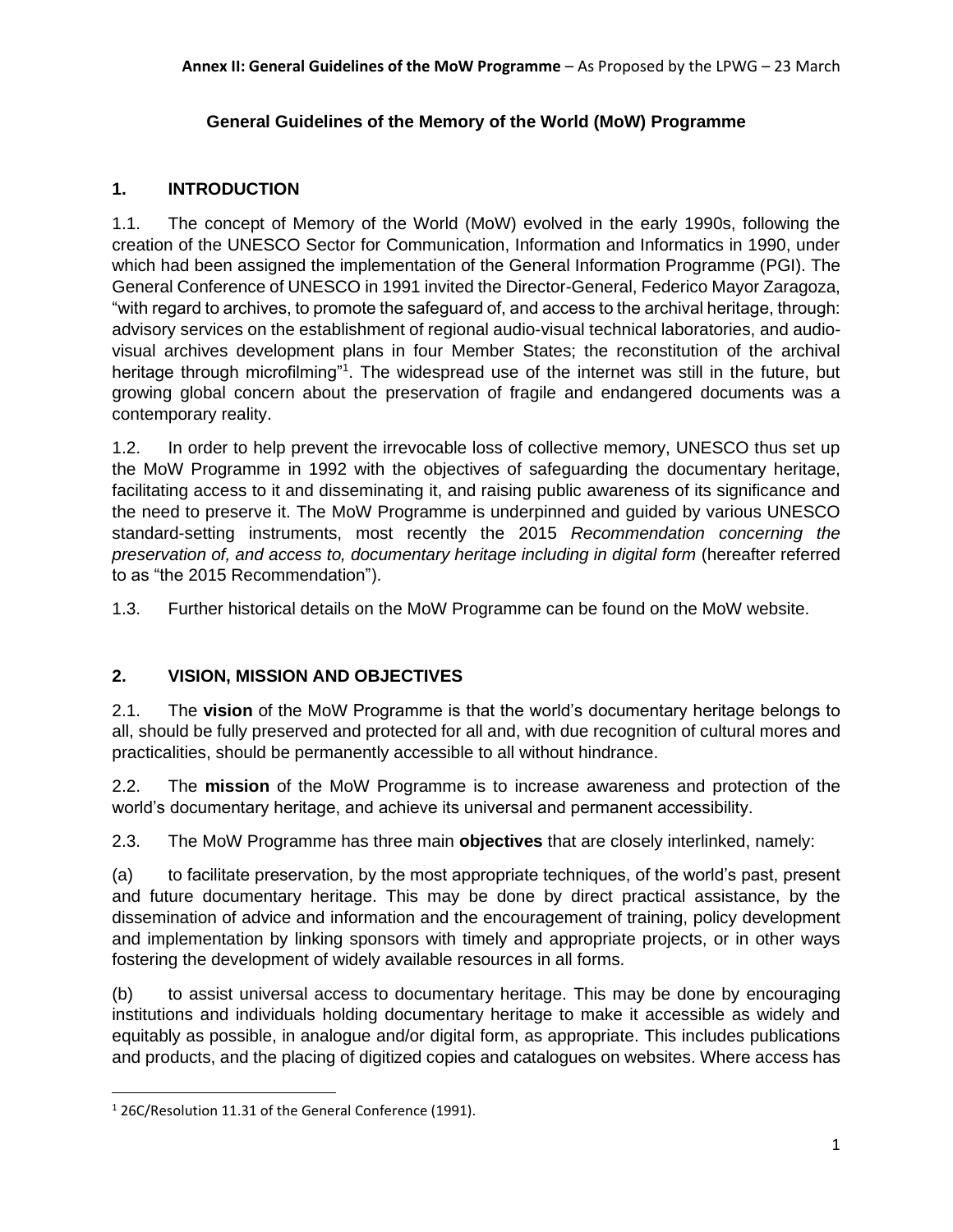**Annex II: General Guidelines of the MoW Programme** – As Proposed by the LPWG – 23 March

# General Guidelines of the Memory of the World (MoW) Programme

## 1. INTRODUCTION

1.1. The concept of Memory of the World (MoW) evolved in the early 1990s, following the creation of the UNESCO Sector for Communication, Information and Informatics in 1990, under which had been assigned the implementation of the General Information Programme (PGI). The General Conference of UNESCO in 1991 invited the Director-General, Federico Mayor Zaragoza, "with regard to archives, to promote the safeguard of, and access to the archival heritage, through: advisory services on the establishment of regional audio-visual technical laboratories, and audio-visual archives development plans in four Member States; the reconstitution of the archival heritage through microfilming"[1]. The widespread use of the internet was still in the future, but growing global concern about the preservation of fragile and endangered documents was a contemporary reality.

1.2. In order to help prevent the irrevocable loss of collective memory, UNESCO thus set up the MoW Programme in 1992 with the objectives of safeguarding the documentary heritage, facilitating access to it and disseminating it, and raising public awareness of its significance and the need to preserve it. The MoW Programme is underpinned and guided by various UNESCO standard-setting instruments, most recently the 2015 *Recommendation concerning the preservation of, and access to, documentary heritage including in digital form* (hereafter referred to as "the 2015 Recommendation").

1.3. Further historical details on the MoW Programme can be found on the MoW website.

## 2. VISION, MISSION AND OBJECTIVES

2.1. The **vision** of the MoW Programme is that the world's documentary heritage belongs to all, should be fully preserved and protected for all and, with due recognition of cultural mores and practicalities, should be permanently accessible to all without hindrance.

2.2. The **mission** of the MoW Programme is to increase awareness and protection of the world's documentary heritage, and achieve its universal and permanent accessibility.

2.3. The MoW Programme has three main **objectives** that are closely interlinked, namely:

(a) to facilitate preservation, by the most appropriate techniques, of the world's past, present and future documentary heritage. This may be done by direct practical assistance, by the dissemination of advice and information and the encouragement of training, policy development and implementation by linking sponsors with timely and appropriate projects, or in other ways fostering the development of widely available resources in all forms.

(b) to assist universal access to documentary heritage. This may be done by encouraging institutions and individuals holding documentary heritage to make it accessible as widely and equitably as possible, in analogue and/or digital form, as appropriate. This includes publications and products, and the placing of digitized copies and catalogues on websites. Where access has

[1] 26C/Resolution 11.31 of the General Conference (1991).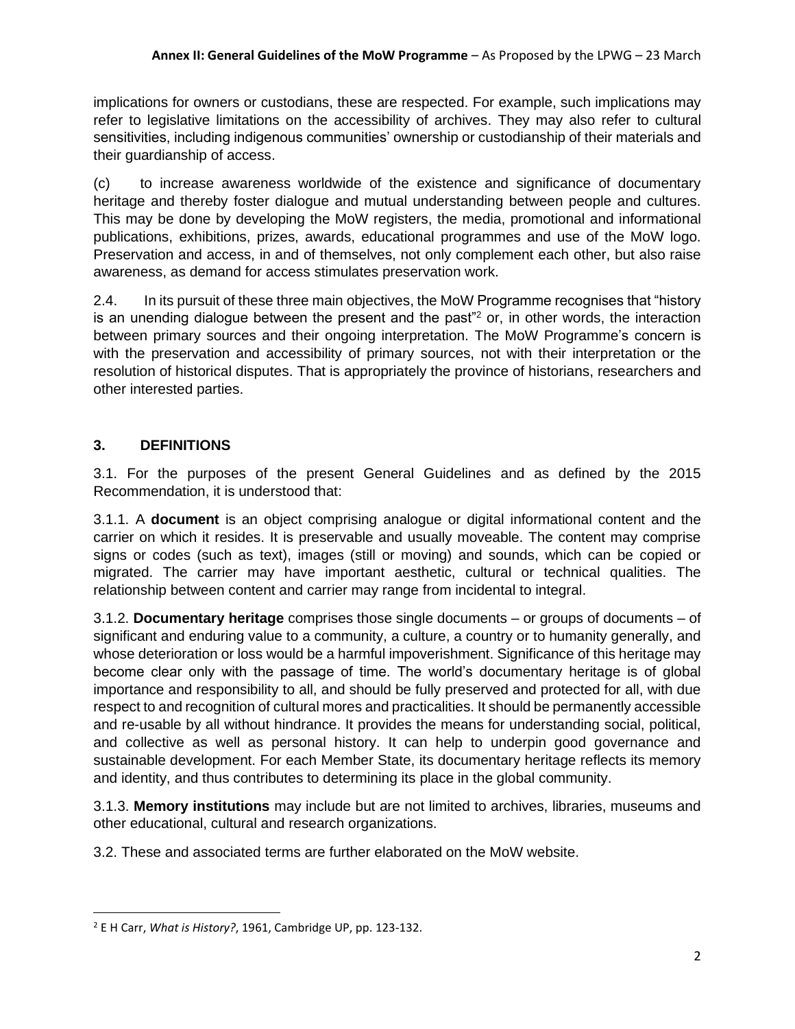implications for owners or custodians, these are respected. For example, such implications may refer to legislative limitations on the accessibility of archives. They may also refer to cultural sensitivities, including indigenous communities' ownership or custodianship of their materials and their guardianship of access.

(c) to increase awareness worldwide of the existence and significance of documentary heritage and thereby foster dialogue and mutual understanding between people and cultures. This may be done by developing the MoW registers, the media, promotional and informational publications, exhibitions, prizes, awards, educational programmes and use of the MoW logo. Preservation and access, in and of themselves, not only complement each other, but also raise awareness, as demand for access stimulates preservation work.

2.4. In its pursuit of these three main objectives, the MoW Programme recognises that "history is an unending dialogue between the present and the past"[2] or, in other words, the interaction between primary sources and their ongoing interpretation. The MoW Programme's concern is with the preservation and accessibility of primary sources, not with their interpretation or the resolution of historical disputes. That is appropriately the province of historians, researchers and other interested parties.

## 3. DEFINITIONS

3.1. For the purposes of the present General Guidelines and as defined by the 2015 Recommendation, it is understood that:

3.1.1. A **document** is an object comprising analogue or digital informational content and the carrier on which it resides. It is preservable and usually moveable. The content may comprise signs or codes (such as text), images (still or moving) and sounds, which can be copied or migrated. The carrier may have important aesthetic, cultural or technical qualities. The relationship between content and carrier may range from incidental to integral.

3.1.2. **Documentary heritage** comprises those single documents – or groups of documents – of significant and enduring value to a community, a culture, a country or to humanity generally, and whose deterioration or loss would be a harmful impoverishment. Significance of this heritage may become clear only with the passage of time. The world's documentary heritage is of global importance and responsibility to all, and should be fully preserved and protected for all, with due respect to and recognition of cultural mores and practicalities. It should be permanently accessible and re-usable by all without hindrance. It provides the means for understanding social, political, and collective as well as personal history. It can help to underpin good governance and sustainable development. For each Member State, its documentary heritage reflects its memory and identity, and thus contributes to determining its place in the global community.

3.1.3. **Memory institutions** may include but are not limited to archives, libraries, museums and other educational, cultural and research organizations.

3.2. These and associated terms are further elaborated on the MoW website.

[2] E H Carr, *What is History?*, 1961, Cambridge UP, pp. 123-132.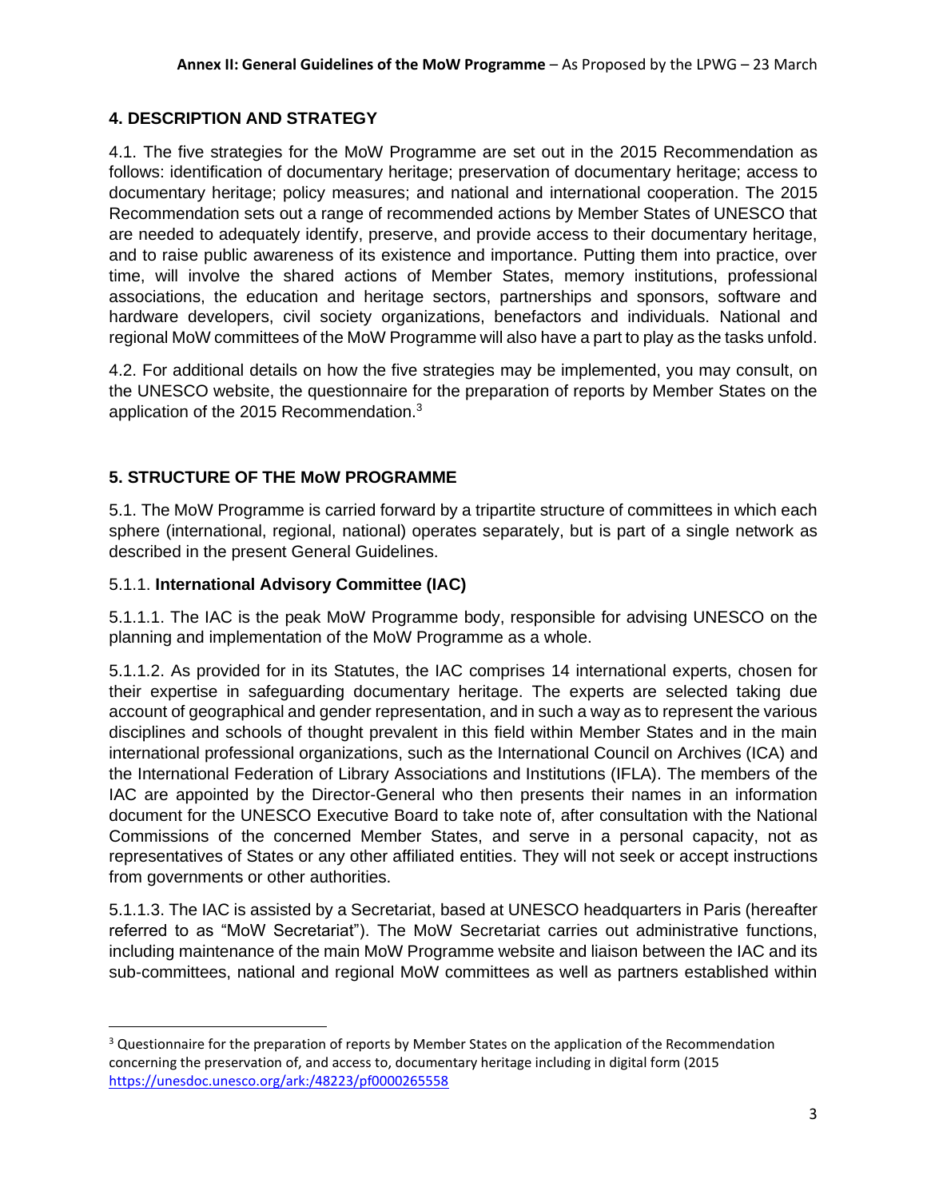## 4. DESCRIPTION AND STRATEGY

4.1. The five strategies for the MoW Programme are set out in the 2015 Recommendation as follows: identification of documentary heritage; preservation of documentary heritage; access to documentary heritage; policy measures; and national and international cooperation. The 2015 Recommendation sets out a range of recommended actions by Member States of UNESCO that are needed to adequately identify, preserve, and provide access to their documentary heritage, and to raise public awareness of its existence and importance. Putting them into practice, over time, will involve the shared actions of Member States, memory institutions, professional associations, the education and heritage sectors, partnerships and sponsors, software and hardware developers, civil society organizations, benefactors and individuals. National and regional MoW committees of the MoW Programme will also have a part to play as the tasks unfold.

4.2. For additional details on how the five strategies may be implemented, you may consult, on the UNESCO website, the questionnaire for the preparation of reports by Member States on the application of the 2015 Recommendation.[3]

## 5. STRUCTURE OF THE MoW PROGRAMME

5.1. The MoW Programme is carried forward by a tripartite structure of committees in which each sphere (international, regional, national) operates separately, but is part of a single network as described in the present General Guidelines.

### 5.1.1. International Advisory Committee (IAC)

5.1.1.1. The IAC is the peak MoW Programme body, responsible for advising UNESCO on the planning and implementation of the MoW Programme as a whole.

5.1.1.2. As provided for in its Statutes, the IAC comprises 14 international experts, chosen for their expertise in safeguarding documentary heritage. The experts are selected taking due account of geographical and gender representation, and in such a way as to represent the various disciplines and schools of thought prevalent in this field within Member States and in the main international professional organizations, such as the International Council on Archives (ICA) and the International Federation of Library Associations and Institutions (IFLA). The members of the IAC are appointed by the Director-General who then presents their names in an information document for the UNESCO Executive Board to take note of, after consultation with the National Commissions of the concerned Member States, and serve in a personal capacity, not as representatives of States or any other affiliated entities. They will not seek or accept instructions from governments or other authorities.

5.1.1.3. The IAC is assisted by a Secretariat, based at UNESCO headquarters in Paris (hereafter referred to as "MoW Secretariat"). The MoW Secretariat carries out administrative functions, including maintenance of the main MoW Programme website and liaison between the IAC and its sub-committees, national and regional MoW committees as well as partners established within

---

[3] Questionnaire for the preparation of reports by Member States on the application of the Recommendation concerning the preservation of, and access to, documentary heritage including in digital form (2015 https://unesdoc.unesco.org/ark:/48223/pf0000265558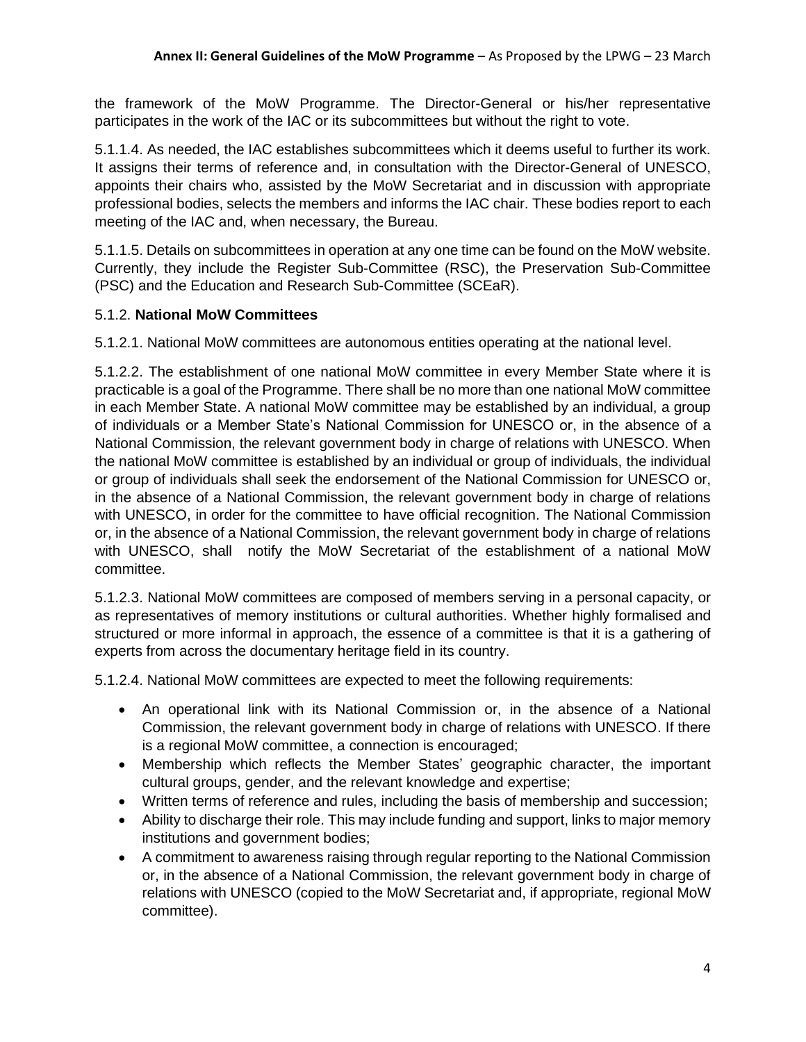the framework of the MoW Programme. The Director-General or his/her representative participates in the work of the IAC or its subcommittees but without the right to vote.

5.1.1.4. As needed, the IAC establishes subcommittees which it deems useful to further its work. It assigns their terms of reference and, in consultation with the Director-General of UNESCO, appoints their chairs who, assisted by the MoW Secretariat and in discussion with appropriate professional bodies, selects the members and informs the IAC chair. These bodies report to each meeting of the IAC and, when necessary, the Bureau.

5.1.1.5. Details on subcommittees in operation at any one time can be found on the MoW website. Currently, they include the Register Sub-Committee (RSC), the Preservation Sub-Committee (PSC) and the Education and Research Sub-Committee (SCEaR).

5.1.2. **National MoW Committees**

5.1.2.1. National MoW committees are autonomous entities operating at the national level.

5.1.2.2. The establishment of one national MoW committee in every Member State where it is practicable is a goal of the Programme. There shall be no more than one national MoW committee in each Member State. A national MoW committee may be established by an individual, a group of individuals or a Member State's National Commission for UNESCO or, in the absence of a National Commission, the relevant government body in charge of relations with UNESCO. When the national MoW committee is established by an individual or group of individuals, the individual or group of individuals shall seek the endorsement of the National Commission for UNESCO or, in the absence of a National Commission, the relevant government body in charge of relations with UNESCO, in order for the committee to have official recognition. The National Commission or, in the absence of a National Commission, the relevant government body in charge of relations with UNESCO, shall notify the MoW Secretariat of the establishment of a national MoW committee.

5.1.2.3. National MoW committees are composed of members serving in a personal capacity, or as representatives of memory institutions or cultural authorities. Whether highly formalised and structured or more informal in approach, the essence of a committee is that it is a gathering of experts from across the documentary heritage field in its country.

5.1.2.4. National MoW committees are expected to meet the following requirements:

- An operational link with its National Commission or, in the absence of a National Commission, the relevant government body in charge of relations with UNESCO. If there is a regional MoW committee, a connection is encouraged;
- Membership which reflects the Member States' geographic character, the important cultural groups, gender, and the relevant knowledge and expertise;
- Written terms of reference and rules, including the basis of membership and succession;
- Ability to discharge their role. This may include funding and support, links to major memory institutions and government bodies;
- A commitment to awareness raising through regular reporting to the National Commission or, in the absence of a National Commission, the relevant government body in charge of relations with UNESCO (copied to the MoW Secretariat and, if appropriate, regional MoW committee).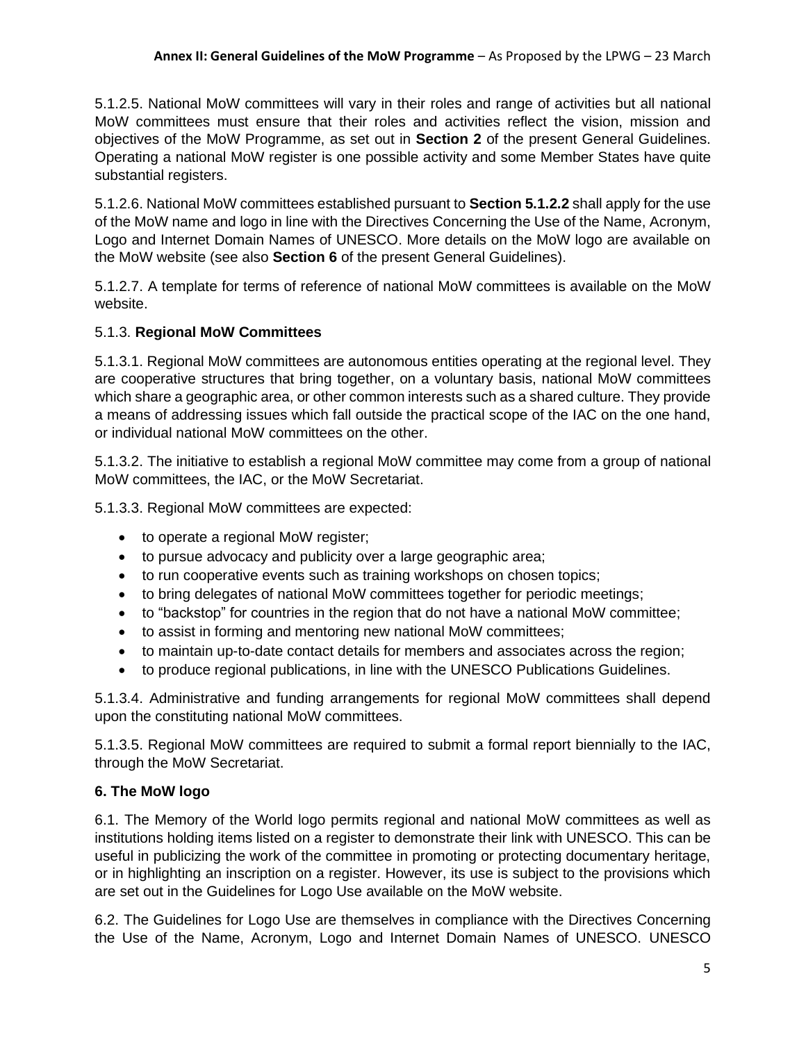5.1.2.5. National MoW committees will vary in their roles and range of activities but all national MoW committees must ensure that their roles and activities reflect the vision, mission and objectives of the MoW Programme, as set out in **Section 2** of the present General Guidelines. Operating a national MoW register is one possible activity and some Member States have quite substantial registers.

5.1.2.6. National MoW committees established pursuant to **Section 5.1.2.2** shall apply for the use of the MoW name and logo in line with the Directives Concerning the Use of the Name, Acronym, Logo and Internet Domain Names of UNESCO. More details on the MoW logo are available on the MoW website (see also **Section 6** of the present General Guidelines).

5.1.2.7. A template for terms of reference of national MoW committees is available on the MoW website.

### 5.1.3. **Regional MoW Committees**

5.1.3.1. Regional MoW committees are autonomous entities operating at the regional level. They are cooperative structures that bring together, on a voluntary basis, national MoW committees which share a geographic area, or other common interests such as a shared culture. They provide a means of addressing issues which fall outside the practical scope of the IAC on the one hand, or individual national MoW committees on the other.

5.1.3.2. The initiative to establish a regional MoW committee may come from a group of national MoW committees, the IAC, or the MoW Secretariat.

5.1.3.3. Regional MoW committees are expected:

- to operate a regional MoW register;
- to pursue advocacy and publicity over a large geographic area;
- to run cooperative events such as training workshops on chosen topics;
- to bring delegates of national MoW committees together for periodic meetings;
- to "backstop" for countries in the region that do not have a national MoW committee;
- to assist in forming and mentoring new national MoW committees;
- to maintain up-to-date contact details for members and associates across the region;
- to produce regional publications, in line with the UNESCO Publications Guidelines.

5.1.3.4. Administrative and funding arrangements for regional MoW committees shall depend upon the constituting national MoW committees.

5.1.3.5. Regional MoW committees are required to submit a formal report biennially to the IAC, through the MoW Secretariat.

## 6. The MoW logo

6.1. The Memory of the World logo permits regional and national MoW committees as well as institutions holding items listed on a register to demonstrate their link with UNESCO. This can be useful in publicizing the work of the committee in promoting or protecting documentary heritage, or in highlighting an inscription on a register. However, its use is subject to the provisions which are set out in the Guidelines for Logo Use available on the MoW website.

6.2. The Guidelines for Logo Use are themselves in compliance with the Directives Concerning the Use of the Name, Acronym, Logo and Internet Domain Names of UNESCO. UNESCO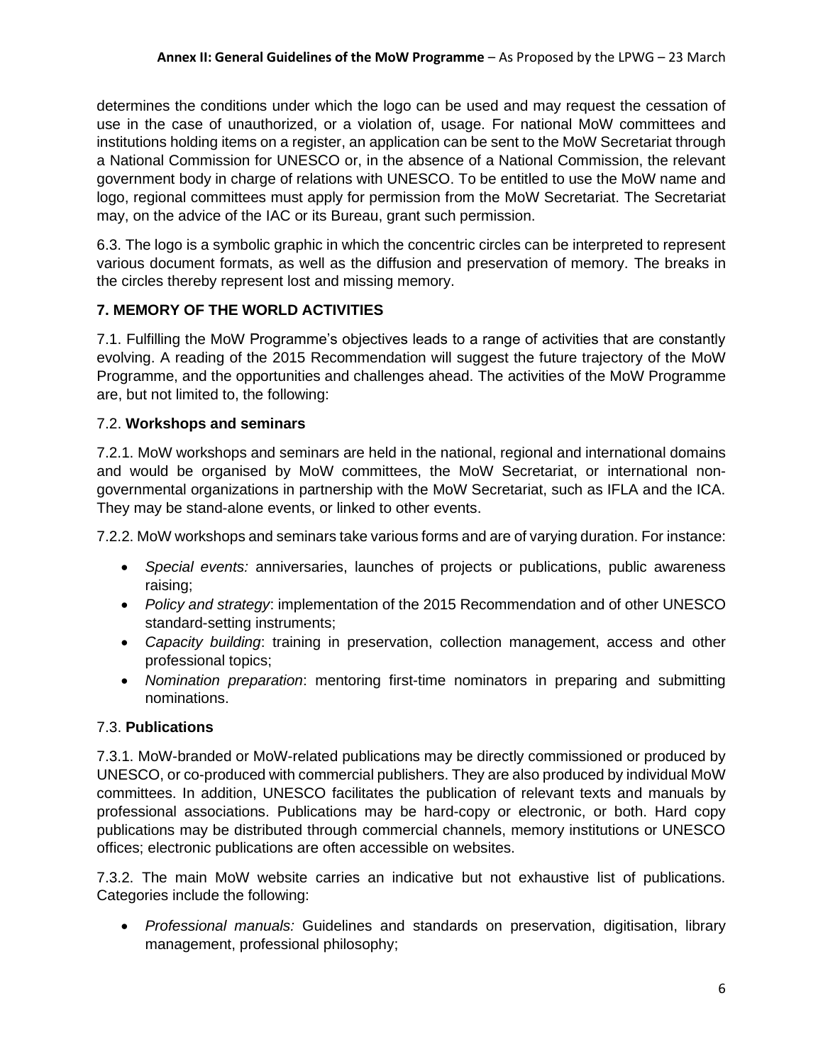determines the conditions under which the logo can be used and may request the cessation of use in the case of unauthorized, or a violation of, usage. For national MoW committees and institutions holding items on a register, an application can be sent to the MoW Secretariat through a National Commission for UNESCO or, in the absence of a National Commission, the relevant government body in charge of relations with UNESCO. To be entitled to use the MoW name and logo, regional committees must apply for permission from the MoW Secretariat. The Secretariat may, on the advice of the IAC or its Bureau, grant such permission.

6.3. The logo is a symbolic graphic in which the concentric circles can be interpreted to represent various document formats, as well as the diffusion and preservation of memory. The breaks in the circles thereby represent lost and missing memory.

## 7. MEMORY OF THE WORLD ACTIVITIES

7.1. Fulfilling the MoW Programme's objectives leads to a range of activities that are constantly evolving. A reading of the 2015 Recommendation will suggest the future trajectory of the MoW Programme, and the opportunities and challenges ahead. The activities of the MoW Programme are, but not limited to, the following:

### 7.2. **Workshops and seminars**

7.2.1. MoW workshops and seminars are held in the national, regional and international domains and would be organised by MoW committees, the MoW Secretariat, or international non-governmental organizations in partnership with the MoW Secretariat, such as IFLA and the ICA. They may be stand-alone events, or linked to other events.

7.2.2. MoW workshops and seminars take various forms and are of varying duration. For instance:

- *Special events:* anniversaries, launches of projects or publications, public awareness raising;
- *Policy and strategy*: implementation of the 2015 Recommendation and of other UNESCO standard-setting instruments;
- *Capacity building*: training in preservation, collection management, access and other professional topics;
- *Nomination preparation*: mentoring first-time nominators in preparing and submitting nominations.

### 7.3. **Publications**

7.3.1. MoW-branded or MoW-related publications may be directly commissioned or produced by UNESCO, or co-produced with commercial publishers. They are also produced by individual MoW committees. In addition, UNESCO facilitates the publication of relevant texts and manuals by professional associations. Publications may be hard-copy or electronic, or both. Hard copy publications may be distributed through commercial channels, memory institutions or UNESCO offices; electronic publications are often accessible on websites.

7.3.2. The main MoW website carries an indicative but not exhaustive list of publications. Categories include the following:

- *Professional manuals:* Guidelines and standards on preservation, digitisation, library management, professional philosophy;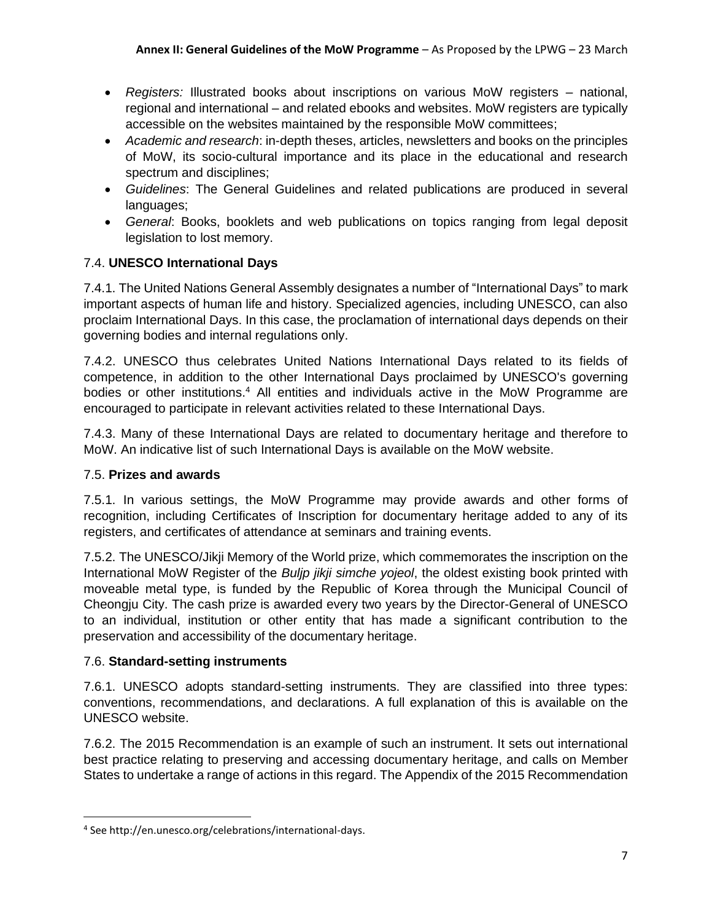- *Registers:* Illustrated books about inscriptions on various MoW registers – national, regional and international – and related ebooks and websites. MoW registers are typically accessible on the websites maintained by the responsible MoW committees;
- *Academic and research*: in-depth theses, articles, newsletters and books on the principles of MoW, its socio-cultural importance and its place in the educational and research spectrum and disciplines;
- *Guidelines*: The General Guidelines and related publications are produced in several languages;
- *General*: Books, booklets and web publications on topics ranging from legal deposit legislation to lost memory.

### 7.4. **UNESCO International Days**

7.4.1. The United Nations General Assembly designates a number of "International Days" to mark important aspects of human life and history. Specialized agencies, including UNESCO, can also proclaim International Days. In this case, the proclamation of international days depends on their governing bodies and internal regulations only.

7.4.2. UNESCO thus celebrates United Nations International Days related to its fields of competence, in addition to the other International Days proclaimed by UNESCO's governing bodies or other institutions.[4] All entities and individuals active in the MoW Programme are encouraged to participate in relevant activities related to these International Days.

7.4.3. Many of these International Days are related to documentary heritage and therefore to MoW. An indicative list of such International Days is available on the MoW website.

### 7.5. **Prizes and awards**

7.5.1. In various settings, the MoW Programme may provide awards and other forms of recognition, including Certificates of Inscription for documentary heritage added to any of its registers, and certificates of attendance at seminars and training events.

7.5.2. The UNESCO/Jikji Memory of the World prize, which commemorates the inscription on the International MoW Register of the *Buljp jikji simche yojeol*, the oldest existing book printed with moveable metal type, is funded by the Republic of Korea through the Municipal Council of Cheongju City. The cash prize is awarded every two years by the Director-General of UNESCO to an individual, institution or other entity that has made a significant contribution to the preservation and accessibility of the documentary heritage.

### 7.6. **Standard-setting instruments**

7.6.1. UNESCO adopts standard-setting instruments. They are classified into three types: conventions, recommendations, and declarations. A full explanation of this is available on the UNESCO website.

7.6.2. The 2015 Recommendation is an example of such an instrument. It sets out international best practice relating to preserving and accessing documentary heritage, and calls on Member States to undertake a range of actions in this regard. The Appendix of the 2015 Recommendation

---

[4] See http://en.unesco.org/celebrations/international-days.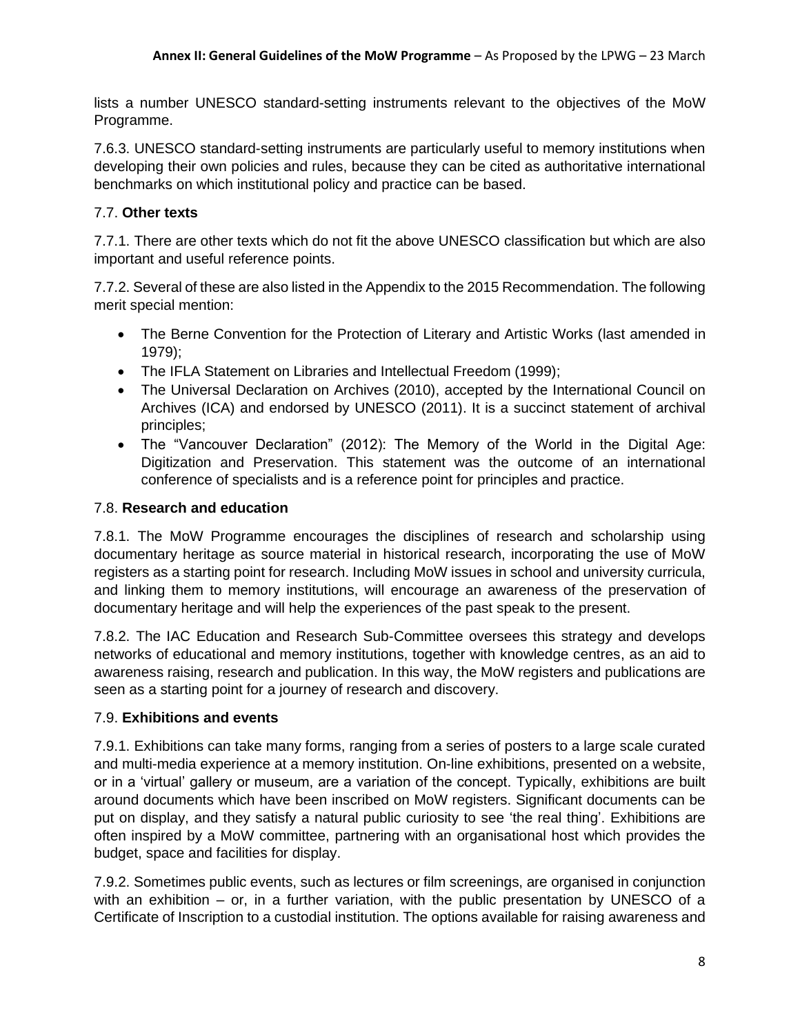lists a number UNESCO standard-setting instruments relevant to the objectives of the MoW Programme.

7.6.3. UNESCO standard-setting instruments are particularly useful to memory institutions when developing their own policies and rules, because they can be cited as authoritative international benchmarks on which institutional policy and practice can be based.

### 7.7. **Other texts**

7.7.1. There are other texts which do not fit the above UNESCO classification but which are also important and useful reference points.

7.7.2. Several of these are also listed in the Appendix to the 2015 Recommendation. The following merit special mention:

- The Berne Convention for the Protection of Literary and Artistic Works (last amended in 1979);
- The IFLA Statement on Libraries and Intellectual Freedom (1999);
- The Universal Declaration on Archives (2010), accepted by the International Council on Archives (ICA) and endorsed by UNESCO (2011). It is a succinct statement of archival principles;
- The "Vancouver Declaration" (2012): The Memory of the World in the Digital Age: Digitization and Preservation. This statement was the outcome of an international conference of specialists and is a reference point for principles and practice.

### 7.8. **Research and education**

7.8.1. The MoW Programme encourages the disciplines of research and scholarship using documentary heritage as source material in historical research, incorporating the use of MoW registers as a starting point for research. Including MoW issues in school and university curricula, and linking them to memory institutions, will encourage an awareness of the preservation of documentary heritage and will help the experiences of the past speak to the present.

7.8.2. The IAC Education and Research Sub-Committee oversees this strategy and develops networks of educational and memory institutions, together with knowledge centres, as an aid to awareness raising, research and publication. In this way, the MoW registers and publications are seen as a starting point for a journey of research and discovery.

### 7.9. **Exhibitions and events**

7.9.1. Exhibitions can take many forms, ranging from a series of posters to a large scale curated and multi-media experience at a memory institution. On-line exhibitions, presented on a website, or in a 'virtual' gallery or museum, are a variation of the concept. Typically, exhibitions are built around documents which have been inscribed on MoW registers. Significant documents can be put on display, and they satisfy a natural public curiosity to see 'the real thing'. Exhibitions are often inspired by a MoW committee, partnering with an organisational host which provides the budget, space and facilities for display.

7.9.2. Sometimes public events, such as lectures or film screenings, are organised in conjunction with an exhibition – or, in a further variation, with the public presentation by UNESCO of a Certificate of Inscription to a custodial institution. The options available for raising awareness and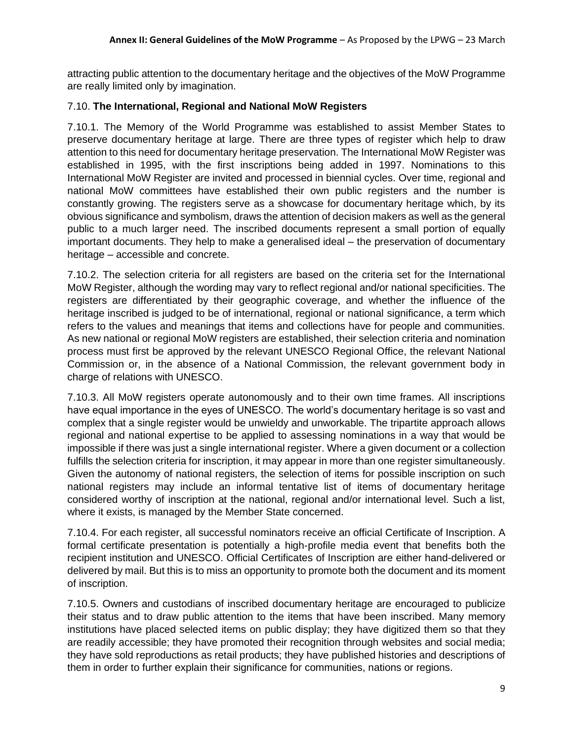attracting public attention to the documentary heritage and the objectives of the MoW Programme are really limited only by imagination.

### 7.10. **The International, Regional and National MoW Registers**

7.10.1. The Memory of the World Programme was established to assist Member States to preserve documentary heritage at large. There are three types of register which help to draw attention to this need for documentary heritage preservation. The International MoW Register was established in 1995, with the first inscriptions being added in 1997. Nominations to this International MoW Register are invited and processed in biennial cycles. Over time, regional and national MoW committees have established their own public registers and the number is constantly growing. The registers serve as a showcase for documentary heritage which, by its obvious significance and symbolism, draws the attention of decision makers as well as the general public to a much larger need. The inscribed documents represent a small portion of equally important documents. They help to make a generalised ideal – the preservation of documentary heritage – accessible and concrete.

7.10.2. The selection criteria for all registers are based on the criteria set for the International MoW Register, although the wording may vary to reflect regional and/or national specificities. The registers are differentiated by their geographic coverage, and whether the influence of the heritage inscribed is judged to be of international, regional or national significance, a term which refers to the values and meanings that items and collections have for people and communities. As new national or regional MoW registers are established, their selection criteria and nomination process must first be approved by the relevant UNESCO Regional Office, the relevant National Commission or, in the absence of a National Commission, the relevant government body in charge of relations with UNESCO.

7.10.3. All MoW registers operate autonomously and to their own time frames. All inscriptions have equal importance in the eyes of UNESCO. The world's documentary heritage is so vast and complex that a single register would be unwieldy and unworkable. The tripartite approach allows regional and national expertise to be applied to assessing nominations in a way that would be impossible if there was just a single international register. Where a given document or a collection fulfills the selection criteria for inscription, it may appear in more than one register simultaneously. Given the autonomy of national registers, the selection of items for possible inscription on such national registers may include an informal tentative list of items of documentary heritage considered worthy of inscription at the national, regional and/or international level. Such a list, where it exists, is managed by the Member State concerned.

7.10.4. For each register, all successful nominators receive an official Certificate of Inscription. A formal certificate presentation is potentially a high-profile media event that benefits both the recipient institution and UNESCO. Official Certificates of Inscription are either hand-delivered or delivered by mail. But this is to miss an opportunity to promote both the document and its moment of inscription.

7.10.5. Owners and custodians of inscribed documentary heritage are encouraged to publicize their status and to draw public attention to the items that have been inscribed. Many memory institutions have placed selected items on public display; they have digitized them so that they are readily accessible; they have promoted their recognition through websites and social media; they have sold reproductions as retail products; they have published histories and descriptions of them in order to further explain their significance for communities, nations or regions.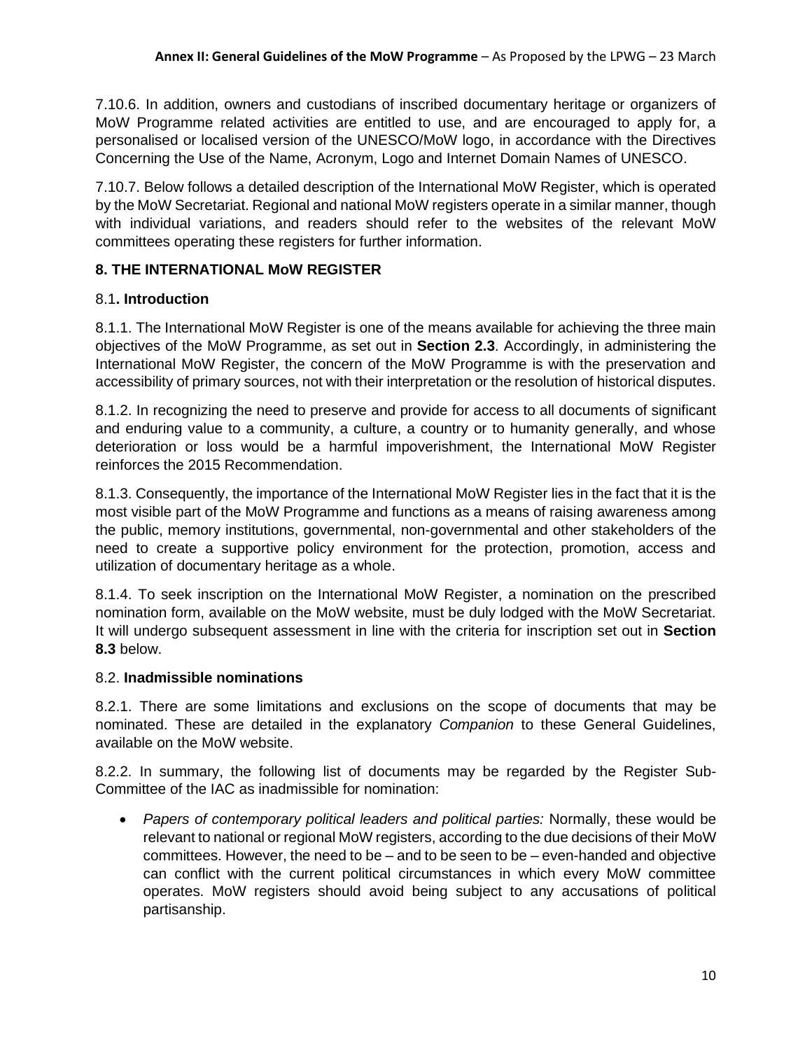7.10.6. In addition, owners and custodians of inscribed documentary heritage or organizers of MoW Programme related activities are entitled to use, and are encouraged to apply for, a personalised or localised version of the UNESCO/MoW logo, in accordance with the Directives Concerning the Use of the Name, Acronym, Logo and Internet Domain Names of UNESCO.

7.10.7. Below follows a detailed description of the International MoW Register, which is operated by the MoW Secretariat. Regional and national MoW registers operate in a similar manner, though with individual variations, and readers should refer to the websites of the relevant MoW committees operating these registers for further information.

## 8. THE INTERNATIONAL MoW REGISTER

### 8.1. Introduction

8.1.1. The International MoW Register is one of the means available for achieving the three main objectives of the MoW Programme, as set out in **Section 2.3**. Accordingly, in administering the International MoW Register, the concern of the MoW Programme is with the preservation and accessibility of primary sources, not with their interpretation or the resolution of historical disputes.

8.1.2. In recognizing the need to preserve and provide for access to all documents of significant and enduring value to a community, a culture, a country or to humanity generally, and whose deterioration or loss would be a harmful impoverishment, the International MoW Register reinforces the 2015 Recommendation.

8.1.3. Consequently, the importance of the International MoW Register lies in the fact that it is the most visible part of the MoW Programme and functions as a means of raising awareness among the public, memory institutions, governmental, non-governmental and other stakeholders of the need to create a supportive policy environment for the protection, promotion, access and utilization of documentary heritage as a whole.

8.1.4. To seek inscription on the International MoW Register, a nomination on the prescribed nomination form, available on the MoW website, must be duly lodged with the MoW Secretariat. It will undergo subsequent assessment in line with the criteria for inscription set out in **Section 8.3** below.

### 8.2. Inadmissible nominations

8.2.1. There are some limitations and exclusions on the scope of documents that may be nominated. These are detailed in the explanatory *Companion* to these General Guidelines, available on the MoW website.

8.2.2. In summary, the following list of documents may be regarded by the Register Sub-Committee of the IAC as inadmissible for nomination:

- *Papers of contemporary political leaders and political parties:* Normally, these would be relevant to national or regional MoW registers, according to the due decisions of their MoW committees. However, the need to be – and to be seen to be – even-handed and objective can conflict with the current political circumstances in which every MoW committee operates. MoW registers should avoid being subject to any accusations of political partisanship.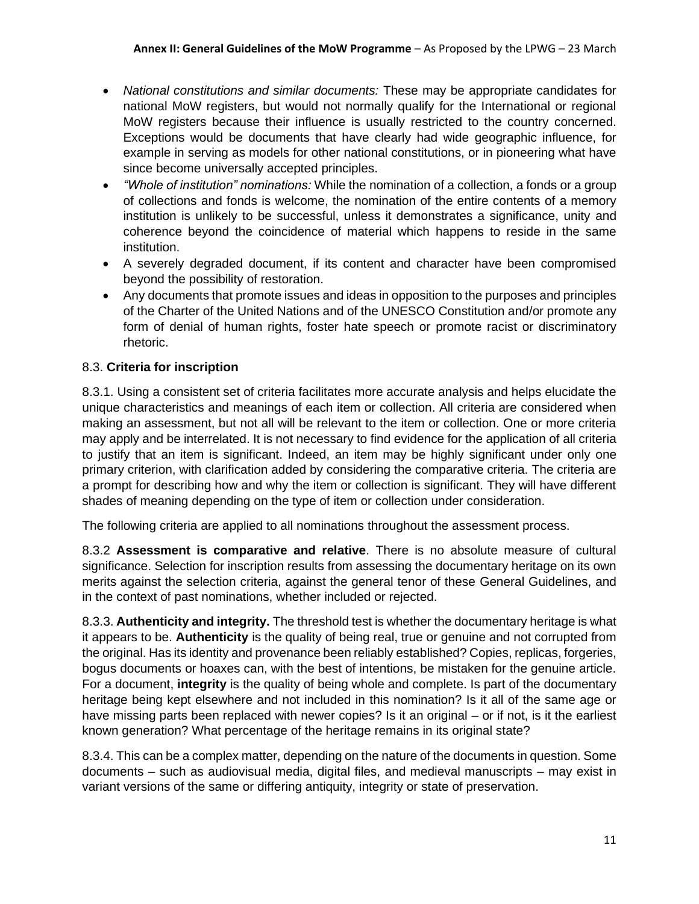- *National constitutions and similar documents:* These may be appropriate candidates for national MoW registers, but would not normally qualify for the International or regional MoW registers because their influence is usually restricted to the country concerned. Exceptions would be documents that have clearly had wide geographic influence, for example in serving as models for other national constitutions, or in pioneering what have since become universally accepted principles.
- *"Whole of institution" nominations:* While the nomination of a collection, a fonds or a group of collections and fonds is welcome, the nomination of the entire contents of a memory institution is unlikely to be successful, unless it demonstrates a significance, unity and coherence beyond the coincidence of material which happens to reside in the same institution.
- A severely degraded document, if its content and character have been compromised beyond the possibility of restoration.
- Any documents that promote issues and ideas in opposition to the purposes and principles of the Charter of the United Nations and of the UNESCO Constitution and/or promote any form of denial of human rights, foster hate speech or promote racist or discriminatory rhetoric.

### 8.3. **Criteria for inscription**

8.3.1. Using a consistent set of criteria facilitates more accurate analysis and helps elucidate the unique characteristics and meanings of each item or collection. All criteria are considered when making an assessment, but not all will be relevant to the item or collection. One or more criteria may apply and be interrelated. It is not necessary to find evidence for the application of all criteria to justify that an item is significant. Indeed, an item may be highly significant under only one primary criterion, with clarification added by considering the comparative criteria. The criteria are a prompt for describing how and why the item or collection is significant. They will have different shades of meaning depending on the type of item or collection under consideration.

The following criteria are applied to all nominations throughout the assessment process.

8.3.2 **Assessment is comparative and relative**. There is no absolute measure of cultural significance. Selection for inscription results from assessing the documentary heritage on its own merits against the selection criteria, against the general tenor of these General Guidelines, and in the context of past nominations, whether included or rejected.

8.3.3. **Authenticity and integrity.** The threshold test is whether the documentary heritage is what it appears to be. **Authenticity** is the quality of being real, true or genuine and not corrupted from the original. Has its identity and provenance been reliably established? Copies, replicas, forgeries, bogus documents or hoaxes can, with the best of intentions, be mistaken for the genuine article. For a document, **integrity** is the quality of being whole and complete. Is part of the documentary heritage being kept elsewhere and not included in this nomination? Is it all of the same age or have missing parts been replaced with newer copies? Is it an original – or if not, is it the earliest known generation? What percentage of the heritage remains in its original state?

8.3.4. This can be a complex matter, depending on the nature of the documents in question. Some documents – such as audiovisual media, digital files, and medieval manuscripts – may exist in variant versions of the same or differing antiquity, integrity or state of preservation.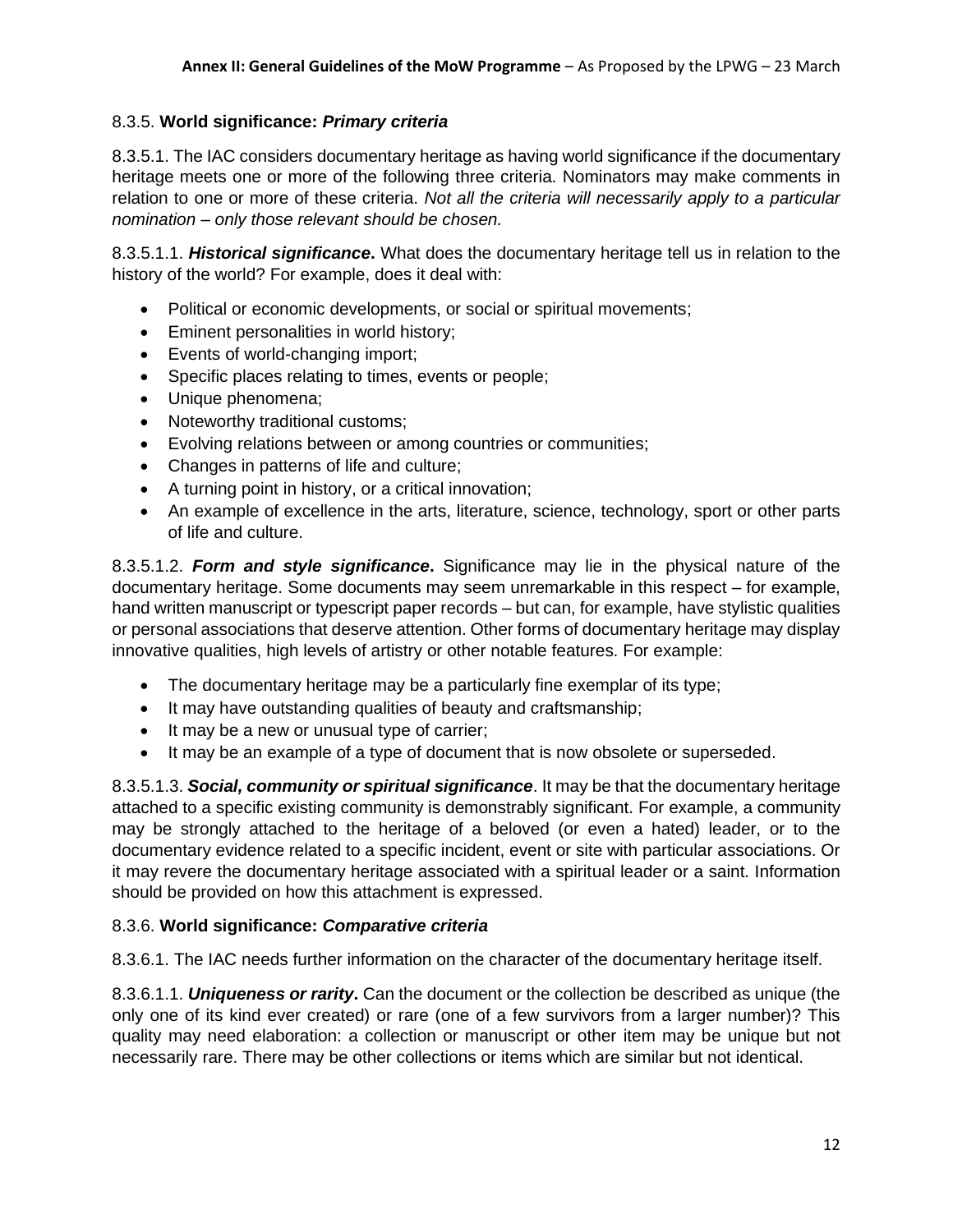### 8.3.5. **World significance: *Primary criteria***

8.3.5.1. The IAC considers documentary heritage as having world significance if the documentary heritage meets one or more of the following three criteria. Nominators may make comments in relation to one or more of these criteria. *Not all the criteria will necessarily apply to a particular nomination – only those relevant should be chosen.*

8.3.5.1.1. ***Historical significance*.** What does the documentary heritage tell us in relation to the history of the world? For example, does it deal with:

- Political or economic developments, or social or spiritual movements;
- Eminent personalities in world history;
- Events of world-changing import;
- Specific places relating to times, events or people;
- Unique phenomena;
- Noteworthy traditional customs;
- Evolving relations between or among countries or communities;
- Changes in patterns of life and culture;
- A turning point in history, or a critical innovation;
- An example of excellence in the arts, literature, science, technology, sport or other parts of life and culture.

8.3.5.1.2. ***Form and style significance*.** Significance may lie in the physical nature of the documentary heritage. Some documents may seem unremarkable in this respect – for example, hand written manuscript or typescript paper records – but can, for example, have stylistic qualities or personal associations that deserve attention. Other forms of documentary heritage may display innovative qualities, high levels of artistry or other notable features. For example:

- The documentary heritage may be a particularly fine exemplar of its type;
- It may have outstanding qualities of beauty and craftsmanship;
- It may be a new or unusual type of carrier;
- It may be an example of a type of document that is now obsolete or superseded.

8.3.5.1.3. ***Social, community or spiritual significance***. It may be that the documentary heritage attached to a specific existing community is demonstrably significant. For example, a community may be strongly attached to the heritage of a beloved (or even a hated) leader, or to the documentary evidence related to a specific incident, event or site with particular associations. Or it may revere the documentary heritage associated with a spiritual leader or a saint. Information should be provided on how this attachment is expressed.

### 8.3.6. **World significance: *Comparative criteria***

8.3.6.1. The IAC needs further information on the character of the documentary heritage itself.

8.3.6.1.1. ***Uniqueness or rarity*.** Can the document or the collection be described as unique (the only one of its kind ever created) or rare (one of a few survivors from a larger number)? This quality may need elaboration: a collection or manuscript or other item may be unique but not necessarily rare. There may be other collections or items which are similar but not identical.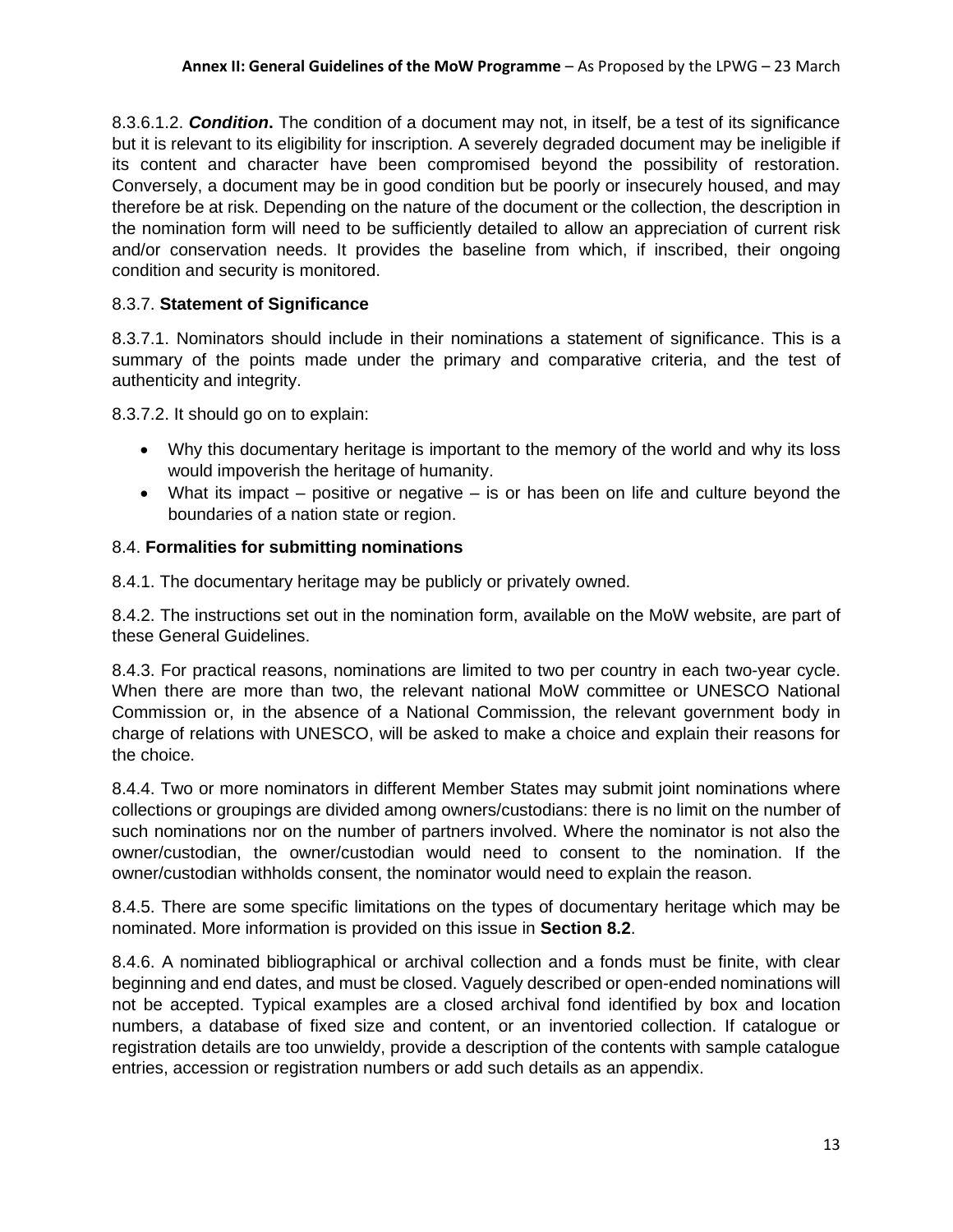8.3.6.1.2. ***Condition*.** The condition of a document may not, in itself, be a test of its significance but it is relevant to its eligibility for inscription. A severely degraded document may be ineligible if its content and character have been compromised beyond the possibility of restoration. Conversely, a document may be in good condition but be poorly or insecurely housed, and may therefore be at risk. Depending on the nature of the document or the collection, the description in the nomination form will need to be sufficiently detailed to allow an appreciation of current risk and/or conservation needs. It provides the baseline from which, if inscribed, their ongoing condition and security is monitored.

### 8.3.7. **Statement of Significance**

8.3.7.1. Nominators should include in their nominations a statement of significance. This is a summary of the points made under the primary and comparative criteria, and the test of authenticity and integrity.

8.3.7.2. It should go on to explain:

- Why this documentary heritage is important to the memory of the world and why its loss would impoverish the heritage of humanity.
- What its impact – positive or negative – is or has been on life and culture beyond the boundaries of a nation state or region.

### 8.4. **Formalities for submitting nominations**

8.4.1. The documentary heritage may be publicly or privately owned.

8.4.2. The instructions set out in the nomination form, available on the MoW website, are part of these General Guidelines.

8.4.3. For practical reasons, nominations are limited to two per country in each two-year cycle. When there are more than two, the relevant national MoW committee or UNESCO National Commission or, in the absence of a National Commission, the relevant government body in charge of relations with UNESCO, will be asked to make a choice and explain their reasons for the choice.

8.4.4. Two or more nominators in different Member States may submit joint nominations where collections or groupings are divided among owners/custodians: there is no limit on the number of such nominations nor on the number of partners involved. Where the nominator is not also the owner/custodian, the owner/custodian would need to consent to the nomination. If the owner/custodian withholds consent, the nominator would need to explain the reason.

8.4.5. There are some specific limitations on the types of documentary heritage which may be nominated. More information is provided on this issue in **Section 8.2**.

8.4.6. A nominated bibliographical or archival collection and a fonds must be finite, with clear beginning and end dates, and must be closed. Vaguely described or open-ended nominations will not be accepted. Typical examples are a closed archival fond identified by box and location numbers, a database of fixed size and content, or an inventoried collection. If catalogue or registration details are too unwieldy, provide a description of the contents with sample catalogue entries, accession or registration numbers or add such details as an appendix.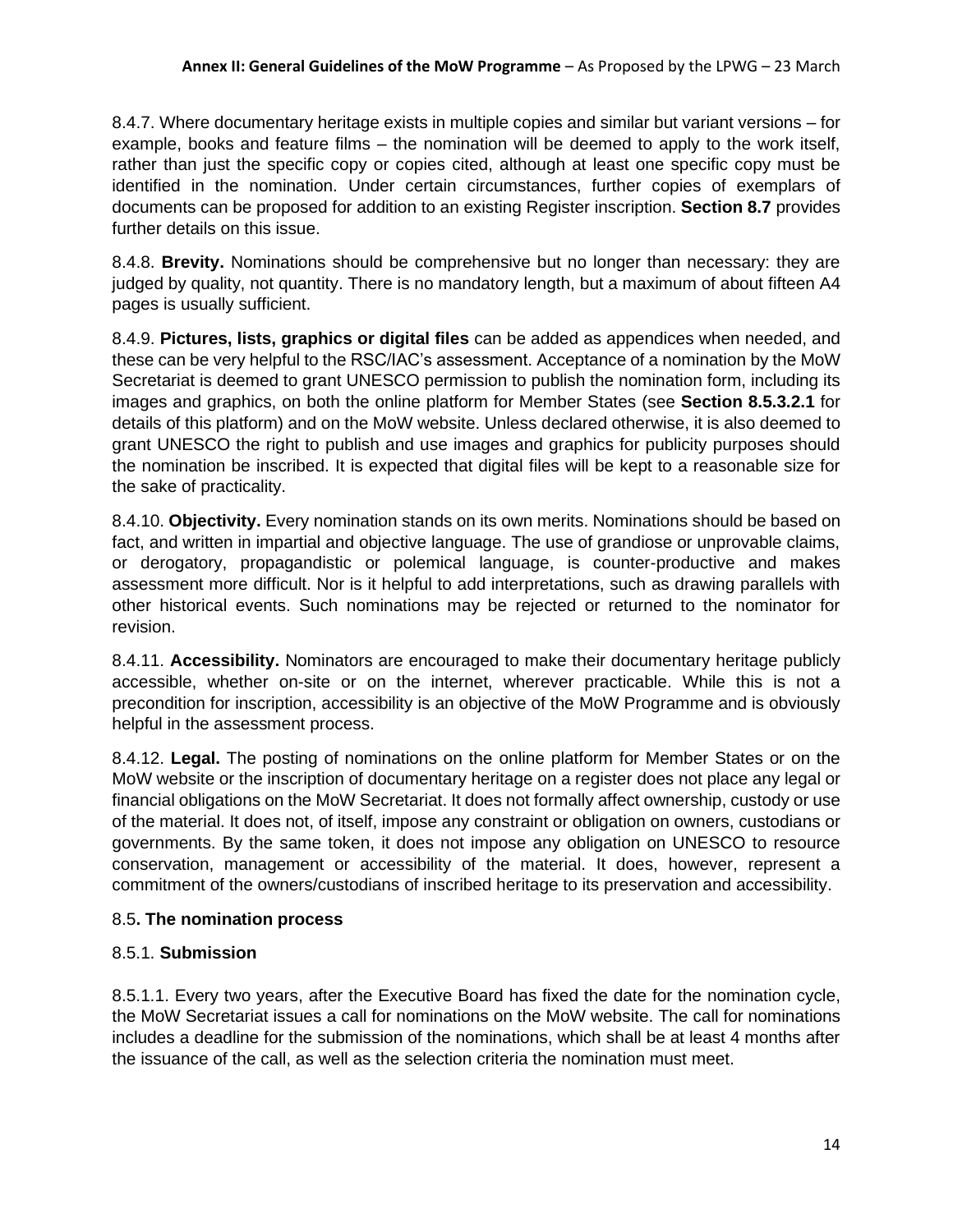8.4.7. Where documentary heritage exists in multiple copies and similar but variant versions – for example, books and feature films – the nomination will be deemed to apply to the work itself, rather than just the specific copy or copies cited, although at least one specific copy must be identified in the nomination. Under certain circumstances, further copies of exemplars of documents can be proposed for addition to an existing Register inscription. **Section 8.7** provides further details on this issue.

8.4.8. **Brevity.** Nominations should be comprehensive but no longer than necessary: they are judged by quality, not quantity. There is no mandatory length, but a maximum of about fifteen A4 pages is usually sufficient.

8.4.9. **Pictures, lists, graphics or digital files** can be added as appendices when needed, and these can be very helpful to the RSC/IAC's assessment. Acceptance of a nomination by the MoW Secretariat is deemed to grant UNESCO permission to publish the nomination form, including its images and graphics, on both the online platform for Member States (see **Section 8.5.3.2.1** for details of this platform) and on the MoW website. Unless declared otherwise, it is also deemed to grant UNESCO the right to publish and use images and graphics for publicity purposes should the nomination be inscribed. It is expected that digital files will be kept to a reasonable size for the sake of practicality.

8.4.10. **Objectivity.** Every nomination stands on its own merits. Nominations should be based on fact, and written in impartial and objective language. The use of grandiose or unprovable claims, or derogatory, propagandistic or polemical language, is counter-productive and makes assessment more difficult. Nor is it helpful to add interpretations, such as drawing parallels with other historical events. Such nominations may be rejected or returned to the nominator for revision.

8.4.11. **Accessibility.** Nominators are encouraged to make their documentary heritage publicly accessible, whether on-site or on the internet, wherever practicable. While this is not a precondition for inscription, accessibility is an objective of the MoW Programme and is obviously helpful in the assessment process.

8.4.12. **Legal.** The posting of nominations on the online platform for Member States or on the MoW website or the inscription of documentary heritage on a register does not place any legal or financial obligations on the MoW Secretariat. It does not formally affect ownership, custody or use of the material. It does not, of itself, impose any constraint or obligation on owners, custodians or governments. By the same token, it does not impose any obligation on UNESCO to resource conservation, management or accessibility of the material. It does, however, represent a commitment of the owners/custodians of inscribed heritage to its preservation and accessibility.

### 8.5. The nomination process

#### 8.5.1. Submission

8.5.1.1. Every two years, after the Executive Board has fixed the date for the nomination cycle, the MoW Secretariat issues a call for nominations on the MoW website. The call for nominations includes a deadline for the submission of the nominations, which shall be at least 4 months after the issuance of the call, as well as the selection criteria the nomination must meet.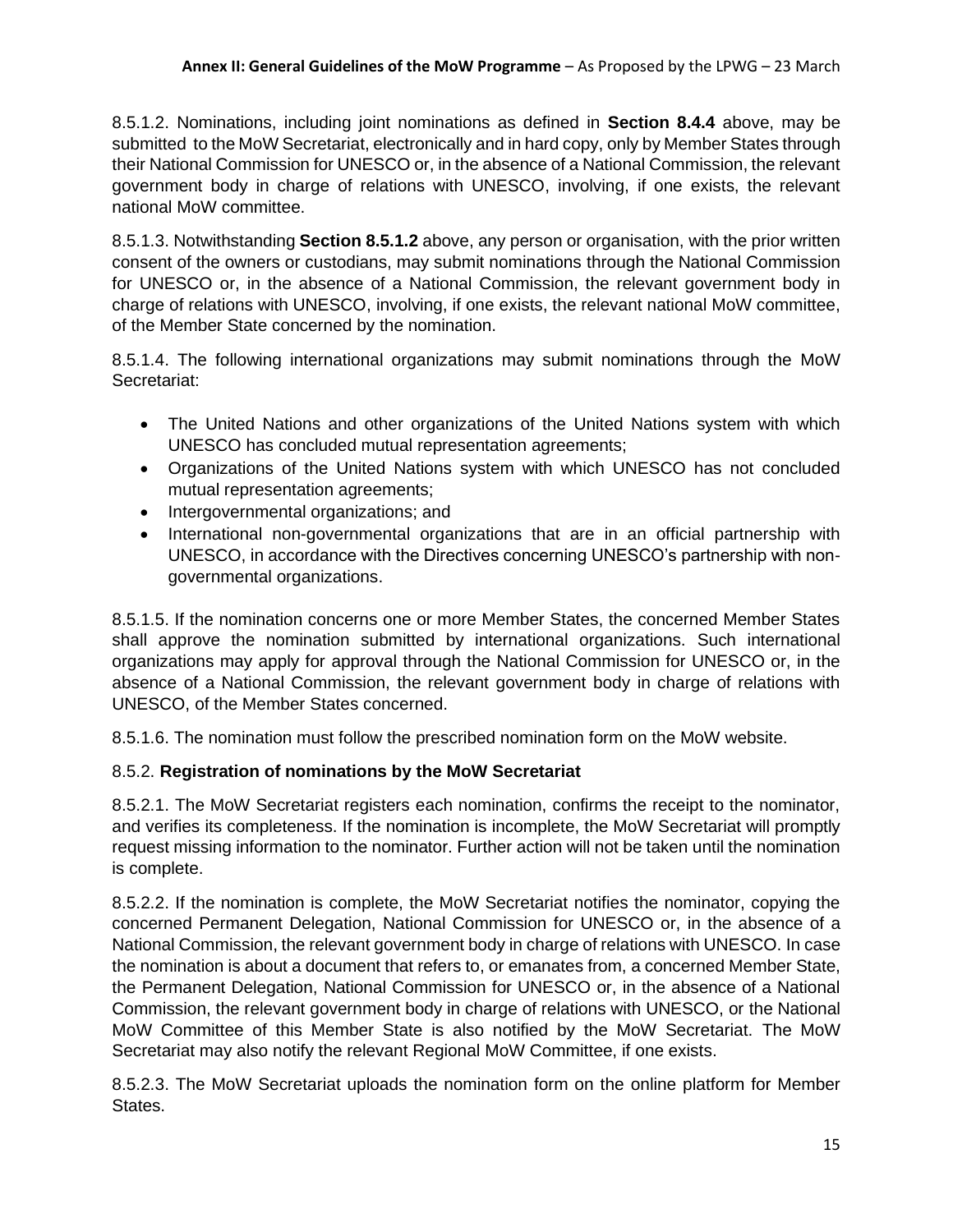8.5.1.2. Nominations, including joint nominations as defined in **Section 8.4.4** above, may be submitted to the MoW Secretariat, electronically and in hard copy, only by Member States through their National Commission for UNESCO or, in the absence of a National Commission, the relevant government body in charge of relations with UNESCO, involving, if one exists, the relevant national MoW committee.

8.5.1.3. Notwithstanding **Section 8.5.1.2** above, any person or organisation, with the prior written consent of the owners or custodians, may submit nominations through the National Commission for UNESCO or, in the absence of a National Commission, the relevant government body in charge of relations with UNESCO, involving, if one exists, the relevant national MoW committee, of the Member State concerned by the nomination.

8.5.1.4. The following international organizations may submit nominations through the MoW Secretariat:

- The United Nations and other organizations of the United Nations system with which UNESCO has concluded mutual representation agreements;
- Organizations of the United Nations system with which UNESCO has not concluded mutual representation agreements;
- Intergovernmental organizations; and
- International non-governmental organizations that are in an official partnership with UNESCO, in accordance with the Directives concerning UNESCO's partnership with non-governmental organizations.

8.5.1.5. If the nomination concerns one or more Member States, the concerned Member States shall approve the nomination submitted by international organizations. Such international organizations may apply for approval through the National Commission for UNESCO or, in the absence of a National Commission, the relevant government body in charge of relations with UNESCO, of the Member States concerned.

8.5.1.6. The nomination must follow the prescribed nomination form on the MoW website.

8.5.2. **Registration of nominations by the MoW Secretariat**

8.5.2.1. The MoW Secretariat registers each nomination, confirms the receipt to the nominator, and verifies its completeness. If the nomination is incomplete, the MoW Secretariat will promptly request missing information to the nominator. Further action will not be taken until the nomination is complete.

8.5.2.2. If the nomination is complete, the MoW Secretariat notifies the nominator, copying the concerned Permanent Delegation, National Commission for UNESCO or, in the absence of a National Commission, the relevant government body in charge of relations with UNESCO. In case the nomination is about a document that refers to, or emanates from, a concerned Member State, the Permanent Delegation, National Commission for UNESCO or, in the absence of a National Commission, the relevant government body in charge of relations with UNESCO, or the National MoW Committee of this Member State is also notified by the MoW Secretariat. The MoW Secretariat may also notify the relevant Regional MoW Committee, if one exists.

8.5.2.3. The MoW Secretariat uploads the nomination form on the online platform for Member States.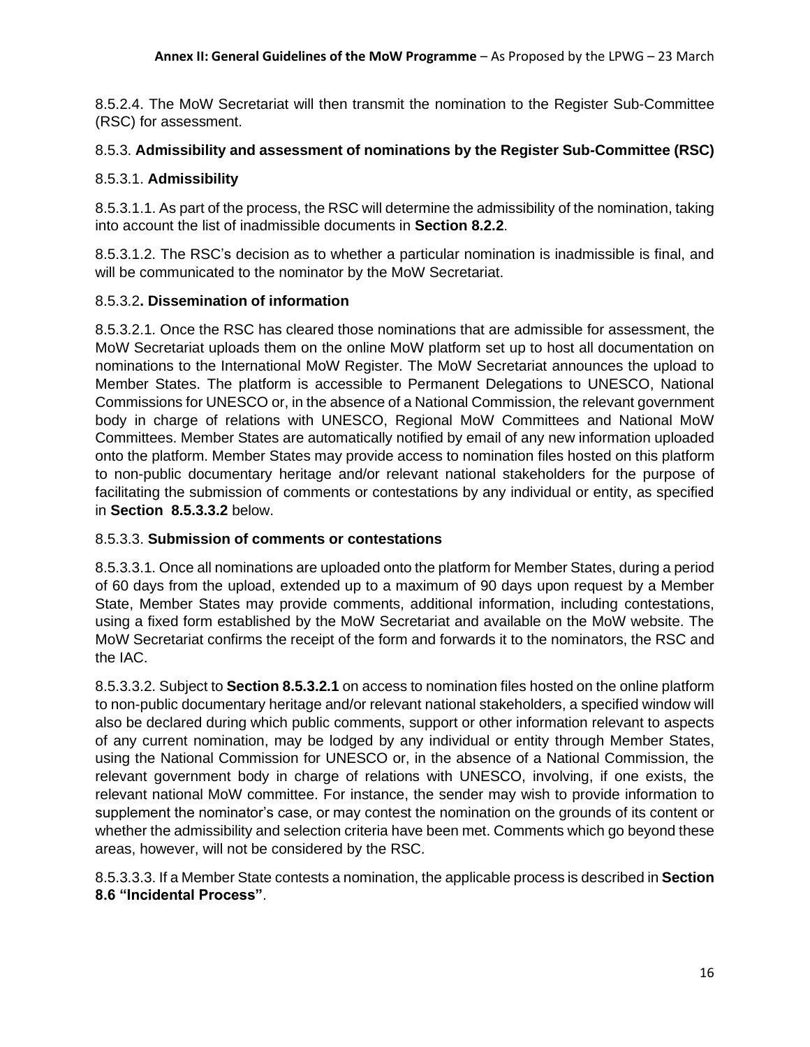8.5.2.4. The MoW Secretariat will then transmit the nomination to the Register Sub-Committee (RSC) for assessment.

8.5.3. **Admissibility and assessment of nominations by the Register Sub-Committee (RSC)**

8.5.3.1. **Admissibility**

8.5.3.1.1. As part of the process, the RSC will determine the admissibility of the nomination, taking into account the list of inadmissible documents in **Section 8.2.2**.

8.5.3.1.2. The RSC's decision as to whether a particular nomination is inadmissible is final, and will be communicated to the nominator by the MoW Secretariat.

8.5.3.2**. Dissemination of information**

8.5.3.2.1. Once the RSC has cleared those nominations that are admissible for assessment, the MoW Secretariat uploads them on the online MoW platform set up to host all documentation on nominations to the International MoW Register. The MoW Secretariat announces the upload to Member States. The platform is accessible to Permanent Delegations to UNESCO, National Commissions for UNESCO or, in the absence of a National Commission, the relevant government body in charge of relations with UNESCO, Regional MoW Committees and National MoW Committees. Member States are automatically notified by email of any new information uploaded onto the platform. Member States may provide access to nomination files hosted on this platform to non-public documentary heritage and/or relevant national stakeholders for the purpose of facilitating the submission of comments or contestations by any individual or entity, as specified in **Section 8.5.3.3.2** below.

8.5.3.3. **Submission of comments or contestations**

8.5.3.3.1. Once all nominations are uploaded onto the platform for Member States, during a period of 60 days from the upload, extended up to a maximum of 90 days upon request by a Member State, Member States may provide comments, additional information, including contestations, using a fixed form established by the MoW Secretariat and available on the MoW website. The MoW Secretariat confirms the receipt of the form and forwards it to the nominators, the RSC and the IAC.

8.5.3.3.2. Subject to **Section 8.5.3.2.1** on access to nomination files hosted on the online platform to non-public documentary heritage and/or relevant national stakeholders, a specified window will also be declared during which public comments, support or other information relevant to aspects of any current nomination, may be lodged by any individual or entity through Member States, using the National Commission for UNESCO or, in the absence of a National Commission, the relevant government body in charge of relations with UNESCO, involving, if one exists, the relevant national MoW committee. For instance, the sender may wish to provide information to supplement the nominator's case, or may contest the nomination on the grounds of its content or whether the admissibility and selection criteria have been met. Comments which go beyond these areas, however, will not be considered by the RSC.

8.5.3.3.3. If a Member State contests a nomination, the applicable process is described in **Section 8.6 "Incidental Process"**.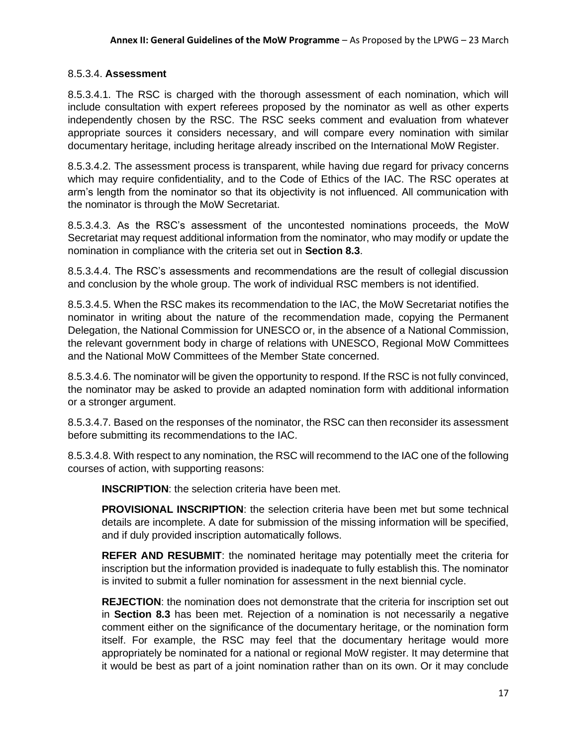8.5.3.4. **Assessment**

8.5.3.4.1. The RSC is charged with the thorough assessment of each nomination, which will include consultation with expert referees proposed by the nominator as well as other experts independently chosen by the RSC. The RSC seeks comment and evaluation from whatever appropriate sources it considers necessary, and will compare every nomination with similar documentary heritage, including heritage already inscribed on the International MoW Register.

8.5.3.4.2. The assessment process is transparent, while having due regard for privacy concerns which may require confidentiality, and to the Code of Ethics of the IAC. The RSC operates at arm's length from the nominator so that its objectivity is not influenced. All communication with the nominator is through the MoW Secretariat.

8.5.3.4.3. As the RSC's assessment of the uncontested nominations proceeds, the MoW Secretariat may request additional information from the nominator, who may modify or update the nomination in compliance with the criteria set out in **Section 8.3**.

8.5.3.4.4. The RSC's assessments and recommendations are the result of collegial discussion and conclusion by the whole group. The work of individual RSC members is not identified.

8.5.3.4.5. When the RSC makes its recommendation to the IAC, the MoW Secretariat notifies the nominator in writing about the nature of the recommendation made, copying the Permanent Delegation, the National Commission for UNESCO or, in the absence of a National Commission, the relevant government body in charge of relations with UNESCO, Regional MoW Committees and the National MoW Committees of the Member State concerned.

8.5.3.4.6. The nominator will be given the opportunity to respond. If the RSC is not fully convinced, the nominator may be asked to provide an adapted nomination form with additional information or a stronger argument.

8.5.3.4.7. Based on the responses of the nominator, the RSC can then reconsider its assessment before submitting its recommendations to the IAC.

8.5.3.4.8. With respect to any nomination, the RSC will recommend to the IAC one of the following courses of action, with supporting reasons:

**INSCRIPTION**: the selection criteria have been met.

**PROVISIONAL INSCRIPTION**: the selection criteria have been met but some technical details are incomplete. A date for submission of the missing information will be specified, and if duly provided inscription automatically follows.

**REFER AND RESUBMIT**: the nominated heritage may potentially meet the criteria for inscription but the information provided is inadequate to fully establish this. The nominator is invited to submit a fuller nomination for assessment in the next biennial cycle.

**REJECTION**: the nomination does not demonstrate that the criteria for inscription set out in **Section 8.3** has been met. Rejection of a nomination is not necessarily a negative comment either on the significance of the documentary heritage, or the nomination form itself. For example, the RSC may feel that the documentary heritage would more appropriately be nominated for a national or regional MoW register. It may determine that it would be best as part of a joint nomination rather than on its own. Or it may conclude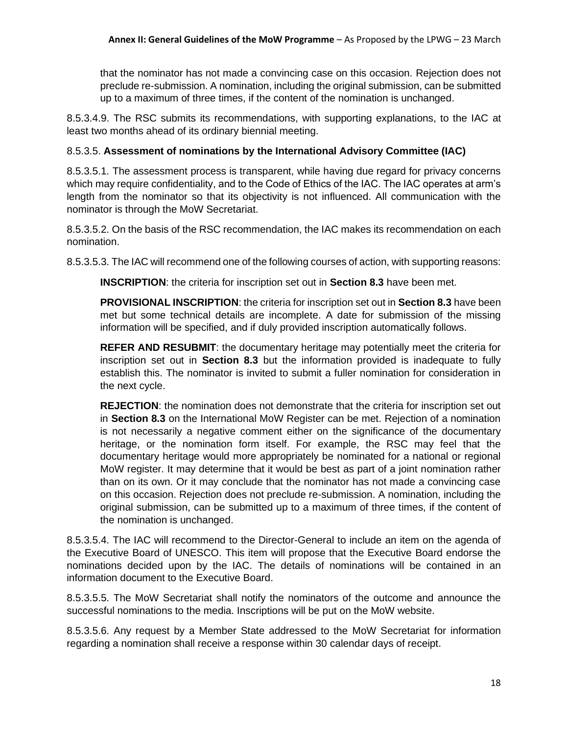that the nominator has not made a convincing case on this occasion. Rejection does not preclude re-submission. A nomination, including the original submission, can be submitted up to a maximum of three times, if the content of the nomination is unchanged.

8.5.3.4.9. The RSC submits its recommendations, with supporting explanations, to the IAC at least two months ahead of its ordinary biennial meeting.

8.5.3.5. **Assessment of nominations by the International Advisory Committee (IAC)**

8.5.3.5.1. The assessment process is transparent, while having due regard for privacy concerns which may require confidentiality, and to the Code of Ethics of the IAC. The IAC operates at arm's length from the nominator so that its objectivity is not influenced. All communication with the nominator is through the MoW Secretariat.

8.5.3.5.2. On the basis of the RSC recommendation, the IAC makes its recommendation on each nomination.

8.5.3.5.3. The IAC will recommend one of the following courses of action, with supporting reasons:

**INSCRIPTION**: the criteria for inscription set out in **Section 8.3** have been met.

**PROVISIONAL INSCRIPTION**: the criteria for inscription set out in **Section 8.3** have been met but some technical details are incomplete. A date for submission of the missing information will be specified, and if duly provided inscription automatically follows.

**REFER AND RESUBMIT**: the documentary heritage may potentially meet the criteria for inscription set out in **Section 8.3** but the information provided is inadequate to fully establish this. The nominator is invited to submit a fuller nomination for consideration in the next cycle.

**REJECTION**: the nomination does not demonstrate that the criteria for inscription set out in **Section 8.3** on the International MoW Register can be met. Rejection of a nomination is not necessarily a negative comment either on the significance of the documentary heritage, or the nomination form itself. For example, the RSC may feel that the documentary heritage would more appropriately be nominated for a national or regional MoW register. It may determine that it would be best as part of a joint nomination rather than on its own. Or it may conclude that the nominator has not made a convincing case on this occasion. Rejection does not preclude re-submission. A nomination, including the original submission, can be submitted up to a maximum of three times, if the content of the nomination is unchanged.

8.5.3.5.4. The IAC will recommend to the Director-General to include an item on the agenda of the Executive Board of UNESCO. This item will propose that the Executive Board endorse the nominations decided upon by the IAC. The details of nominations will be contained in an information document to the Executive Board.

8.5.3.5.5. The MoW Secretariat shall notify the nominators of the outcome and announce the successful nominations to the media. Inscriptions will be put on the MoW website.

8.5.3.5.6. Any request by a Member State addressed to the MoW Secretariat for information regarding a nomination shall receive a response within 30 calendar days of receipt.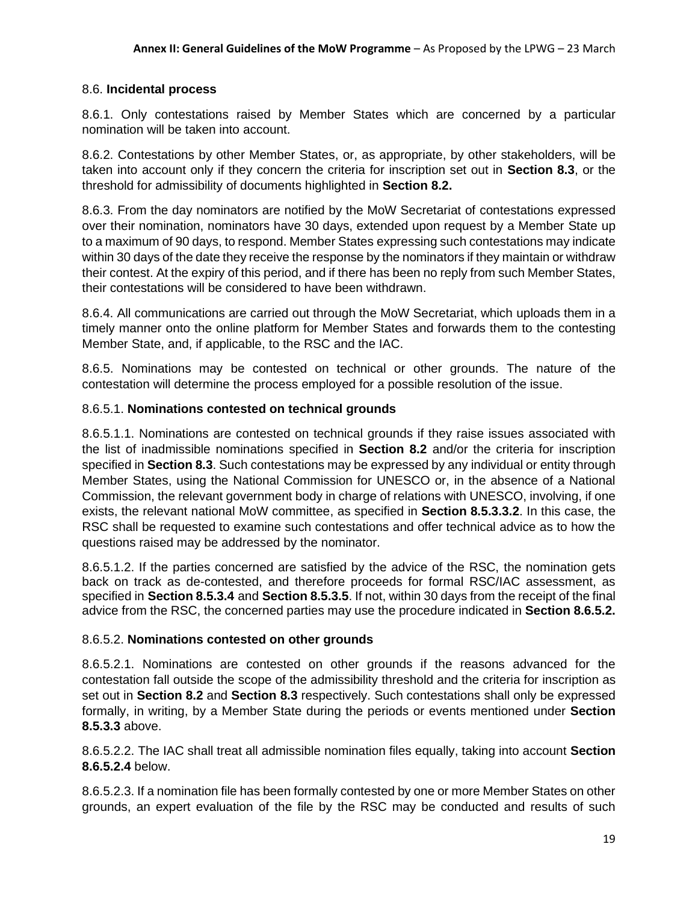## 8.6. **Incidental process**

8.6.1. Only contestations raised by Member States which are concerned by a particular nomination will be taken into account.

8.6.2. Contestations by other Member States, or, as appropriate, by other stakeholders, will be taken into account only if they concern the criteria for inscription set out in **Section 8.3**, or the threshold for admissibility of documents highlighted in **Section 8.2.**

8.6.3. From the day nominators are notified by the MoW Secretariat of contestations expressed over their nomination, nominators have 30 days, extended upon request by a Member State up to a maximum of 90 days, to respond. Member States expressing such contestations may indicate within 30 days of the date they receive the response by the nominators if they maintain or withdraw their contest. At the expiry of this period, and if there has been no reply from such Member States, their contestations will be considered to have been withdrawn.

8.6.4. All communications are carried out through the MoW Secretariat, which uploads them in a timely manner onto the online platform for Member States and forwards them to the contesting Member State, and, if applicable, to the RSC and the IAC.

8.6.5. Nominations may be contested on technical or other grounds. The nature of the contestation will determine the process employed for a possible resolution of the issue.

### 8.6.5.1. **Nominations contested on technical grounds**

8.6.5.1.1. Nominations are contested on technical grounds if they raise issues associated with the list of inadmissible nominations specified in **Section 8.2** and/or the criteria for inscription specified in **Section 8.3**. Such contestations may be expressed by any individual or entity through Member States, using the National Commission for UNESCO or, in the absence of a National Commission, the relevant government body in charge of relations with UNESCO, involving, if one exists, the relevant national MoW committee, as specified in **Section 8.5.3.3.2**. In this case, the RSC shall be requested to examine such contestations and offer technical advice as to how the questions raised may be addressed by the nominator.

8.6.5.1.2. If the parties concerned are satisfied by the advice of the RSC, the nomination gets back on track as de-contested, and therefore proceeds for formal RSC/IAC assessment, as specified in **Section 8.5.3.4** and **Section 8.5.3.5**. If not, within 30 days from the receipt of the final advice from the RSC, the concerned parties may use the procedure indicated in **Section 8.6.5.2.**

### 8.6.5.2. **Nominations contested on other grounds**

8.6.5.2.1. Nominations are contested on other grounds if the reasons advanced for the contestation fall outside the scope of the admissibility threshold and the criteria for inscription as set out in **Section 8.2** and **Section 8.3** respectively. Such contestations shall only be expressed formally, in writing, by a Member State during the periods or events mentioned under **Section 8.5.3.3** above.

8.6.5.2.2. The IAC shall treat all admissible nomination files equally, taking into account **Section 8.6.5.2.4** below.

8.6.5.2.3. If a nomination file has been formally contested by one or more Member States on other grounds, an expert evaluation of the file by the RSC may be conducted and results of such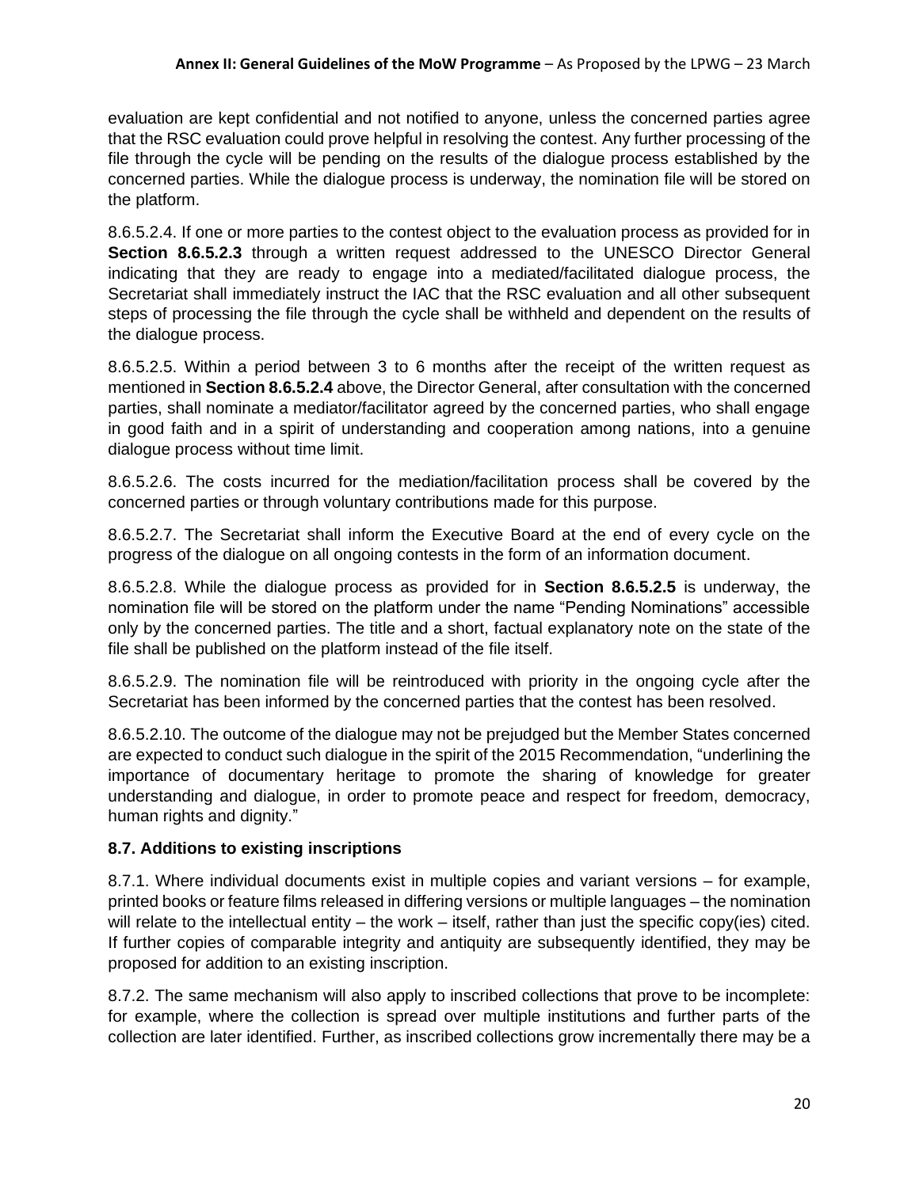evaluation are kept confidential and not notified to anyone, unless the concerned parties agree that the RSC evaluation could prove helpful in resolving the contest. Any further processing of the file through the cycle will be pending on the results of the dialogue process established by the concerned parties. While the dialogue process is underway, the nomination file will be stored on the platform.

8.6.5.2.4. If one or more parties to the contest object to the evaluation process as provided for in **Section 8.6.5.2.3** through a written request addressed to the UNESCO Director General indicating that they are ready to engage into a mediated/facilitated dialogue process, the Secretariat shall immediately instruct the IAC that the RSC evaluation and all other subsequent steps of processing the file through the cycle shall be withheld and dependent on the results of the dialogue process.

8.6.5.2.5. Within a period between 3 to 6 months after the receipt of the written request as mentioned in **Section 8.6.5.2.4** above, the Director General, after consultation with the concerned parties, shall nominate a mediator/facilitator agreed by the concerned parties, who shall engage in good faith and in a spirit of understanding and cooperation among nations, into a genuine dialogue process without time limit.

8.6.5.2.6. The costs incurred for the mediation/facilitation process shall be covered by the concerned parties or through voluntary contributions made for this purpose.

8.6.5.2.7. The Secretariat shall inform the Executive Board at the end of every cycle on the progress of the dialogue on all ongoing contests in the form of an information document.

8.6.5.2.8. While the dialogue process as provided for in **Section 8.6.5.2.5** is underway, the nomination file will be stored on the platform under the name “Pending Nominations” accessible only by the concerned parties. The title and a short, factual explanatory note on the state of the file shall be published on the platform instead of the file itself.

8.6.5.2.9. The nomination file will be reintroduced with priority in the ongoing cycle after the Secretariat has been informed by the concerned parties that the contest has been resolved.

8.6.5.2.10. The outcome of the dialogue may not be prejudged but the Member States concerned are expected to conduct such dialogue in the spirit of the 2015 Recommendation, “underlining the importance of documentary heritage to promote the sharing of knowledge for greater understanding and dialogue, in order to promote peace and respect for freedom, democracy, human rights and dignity.”

### 8.7. Additions to existing inscriptions

8.7.1. Where individual documents exist in multiple copies and variant versions – for example, printed books or feature films released in differing versions or multiple languages – the nomination will relate to the intellectual entity – the work – itself, rather than just the specific copy(ies) cited. If further copies of comparable integrity and antiquity are subsequently identified, they may be proposed for addition to an existing inscription.

8.7.2. The same mechanism will also apply to inscribed collections that prove to be incomplete: for example, where the collection is spread over multiple institutions and further parts of the collection are later identified. Further, as inscribed collections grow incrementally there may be a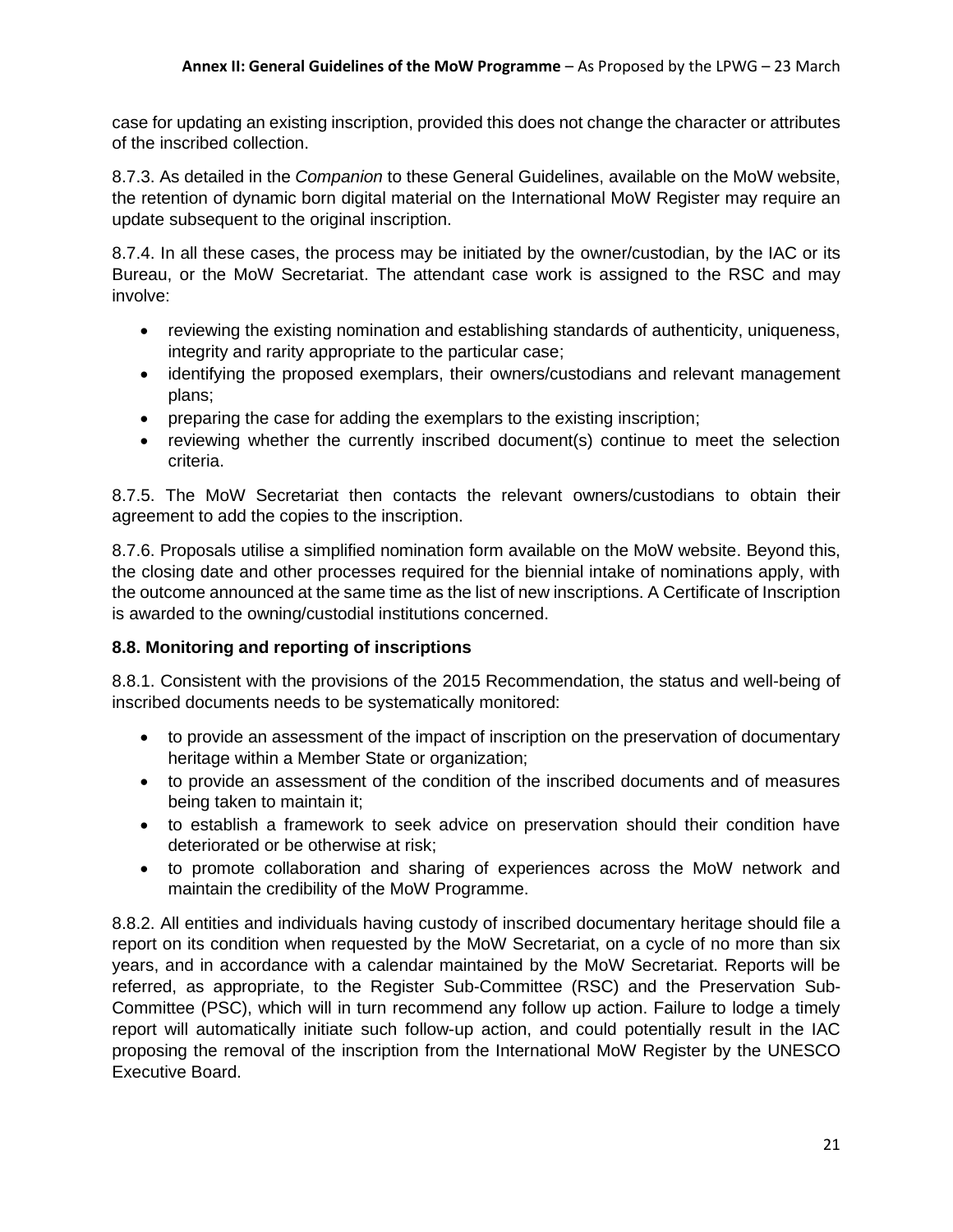case for updating an existing inscription, provided this does not change the character or attributes of the inscribed collection.

8.7.3. As detailed in the *Companion* to these General Guidelines, available on the MoW website, the retention of dynamic born digital material on the International MoW Register may require an update subsequent to the original inscription.

8.7.4. In all these cases, the process may be initiated by the owner/custodian, by the IAC or its Bureau, or the MoW Secretariat. The attendant case work is assigned to the RSC and may involve:

- reviewing the existing nomination and establishing standards of authenticity, uniqueness, integrity and rarity appropriate to the particular case;
- identifying the proposed exemplars, their owners/custodians and relevant management plans;
- preparing the case for adding the exemplars to the existing inscription;
- reviewing whether the currently inscribed document(s) continue to meet the selection criteria.

8.7.5. The MoW Secretariat then contacts the relevant owners/custodians to obtain their agreement to add the copies to the inscription.

8.7.6. Proposals utilise a simplified nomination form available on the MoW website. Beyond this, the closing date and other processes required for the biennial intake of nominations apply, with the outcome announced at the same time as the list of new inscriptions. A Certificate of Inscription is awarded to the owning/custodial institutions concerned.

### 8.8. Monitoring and reporting of inscriptions

8.8.1. Consistent with the provisions of the 2015 Recommendation, the status and well-being of inscribed documents needs to be systematically monitored:

- to provide an assessment of the impact of inscription on the preservation of documentary heritage within a Member State or organization;
- to provide an assessment of the condition of the inscribed documents and of measures being taken to maintain it;
- to establish a framework to seek advice on preservation should their condition have deteriorated or be otherwise at risk;
- to promote collaboration and sharing of experiences across the MoW network and maintain the credibility of the MoW Programme.

8.8.2. All entities and individuals having custody of inscribed documentary heritage should file a report on its condition when requested by the MoW Secretariat, on a cycle of no more than six years, and in accordance with a calendar maintained by the MoW Secretariat. Reports will be referred, as appropriate, to the Register Sub-Committee (RSC) and the Preservation Sub-Committee (PSC), which will in turn recommend any follow up action. Failure to lodge a timely report will automatically initiate such follow-up action, and could potentially result in the IAC proposing the removal of the inscription from the International MoW Register by the UNESCO Executive Board.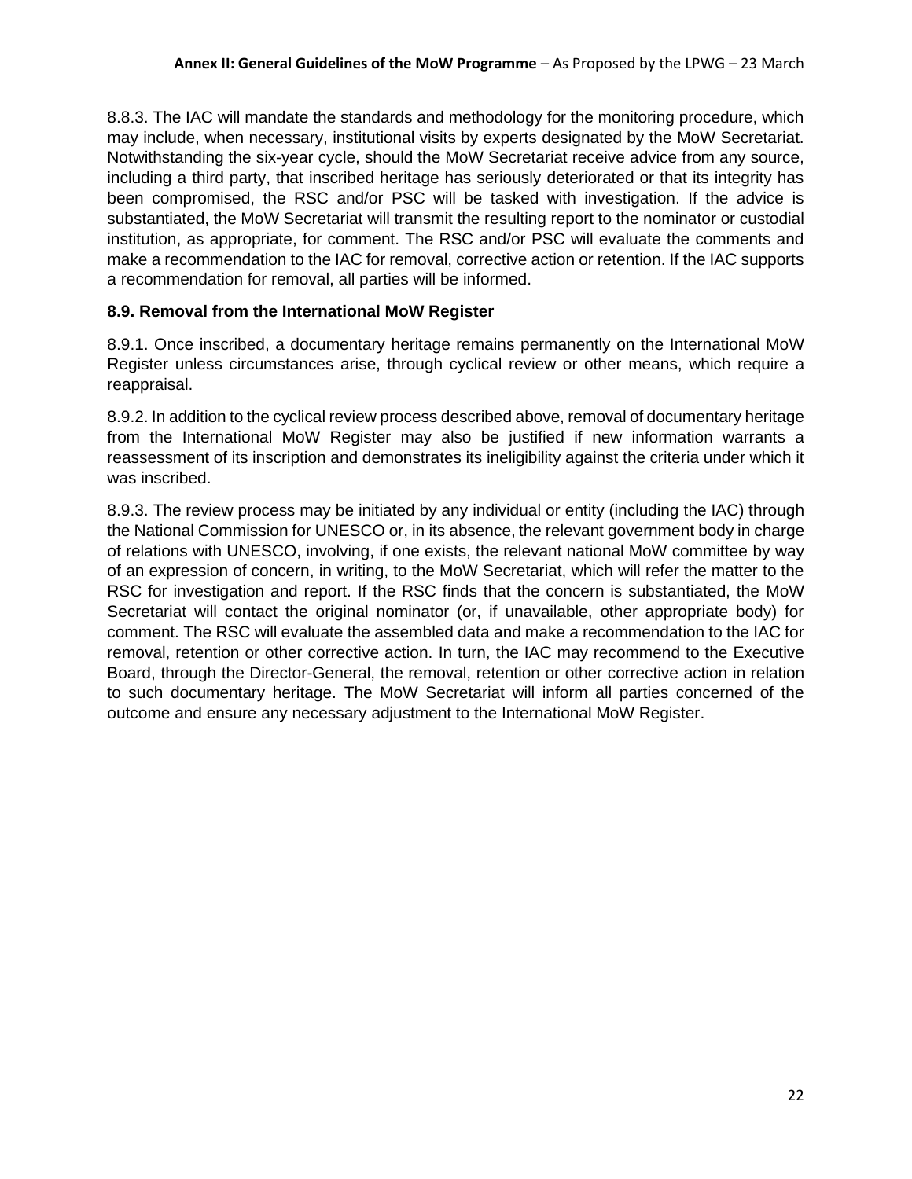8.8.3. The IAC will mandate the standards and methodology for the monitoring procedure, which may include, when necessary, institutional visits by experts designated by the MoW Secretariat. Notwithstanding the six-year cycle, should the MoW Secretariat receive advice from any source, including a third party, that inscribed heritage has seriously deteriorated or that its integrity has been compromised, the RSC and/or PSC will be tasked with investigation. If the advice is substantiated, the MoW Secretariat will transmit the resulting report to the nominator or custodial institution, as appropriate, for comment. The RSC and/or PSC will evaluate the comments and make a recommendation to the IAC for removal, corrective action or retention. If the IAC supports a recommendation for removal, all parties will be informed.

### 8.9. Removal from the International MoW Register

8.9.1. Once inscribed, a documentary heritage remains permanently on the International MoW Register unless circumstances arise, through cyclical review or other means, which require a reappraisal.

8.9.2. In addition to the cyclical review process described above, removal of documentary heritage from the International MoW Register may also be justified if new information warrants a reassessment of its inscription and demonstrates its ineligibility against the criteria under which it was inscribed.

8.9.3. The review process may be initiated by any individual or entity (including the IAC) through the National Commission for UNESCO or, in its absence, the relevant government body in charge of relations with UNESCO, involving, if one exists, the relevant national MoW committee by way of an expression of concern, in writing, to the MoW Secretariat, which will refer the matter to the RSC for investigation and report. If the RSC finds that the concern is substantiated, the MoW Secretariat will contact the original nominator (or, if unavailable, other appropriate body) for comment. The RSC will evaluate the assembled data and make a recommendation to the IAC for removal, retention or other corrective action. In turn, the IAC may recommend to the Executive Board, through the Director-General, the removal, retention or other corrective action in relation to such documentary heritage. The MoW Secretariat will inform all parties concerned of the outcome and ensure any necessary adjustment to the International MoW Register.